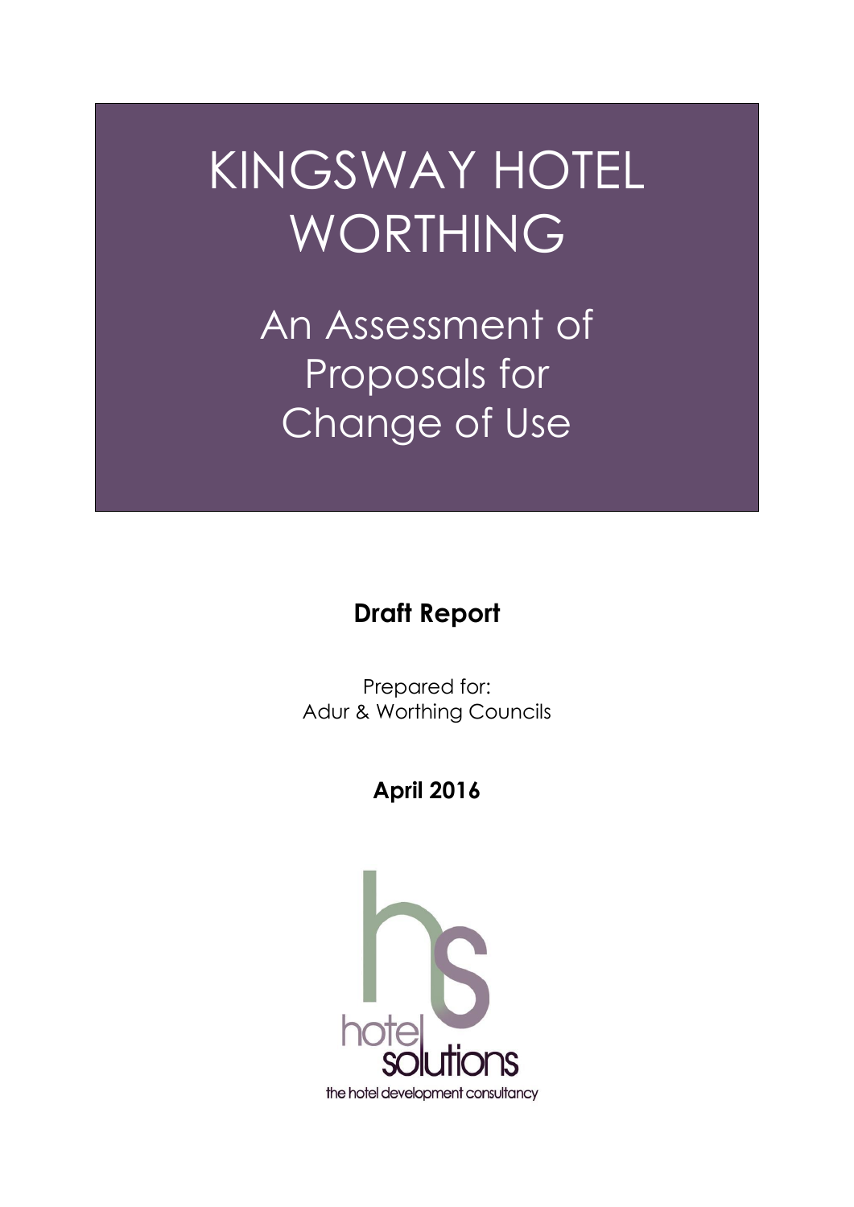# KINGSWAY HOTEL WORTHING

## An Assessment of Proposals for Change of Use

**Draft Report**

Prepared for:
Adur & Worthing Councils

**April 2016**

hotel solutions

the hotel development consultancy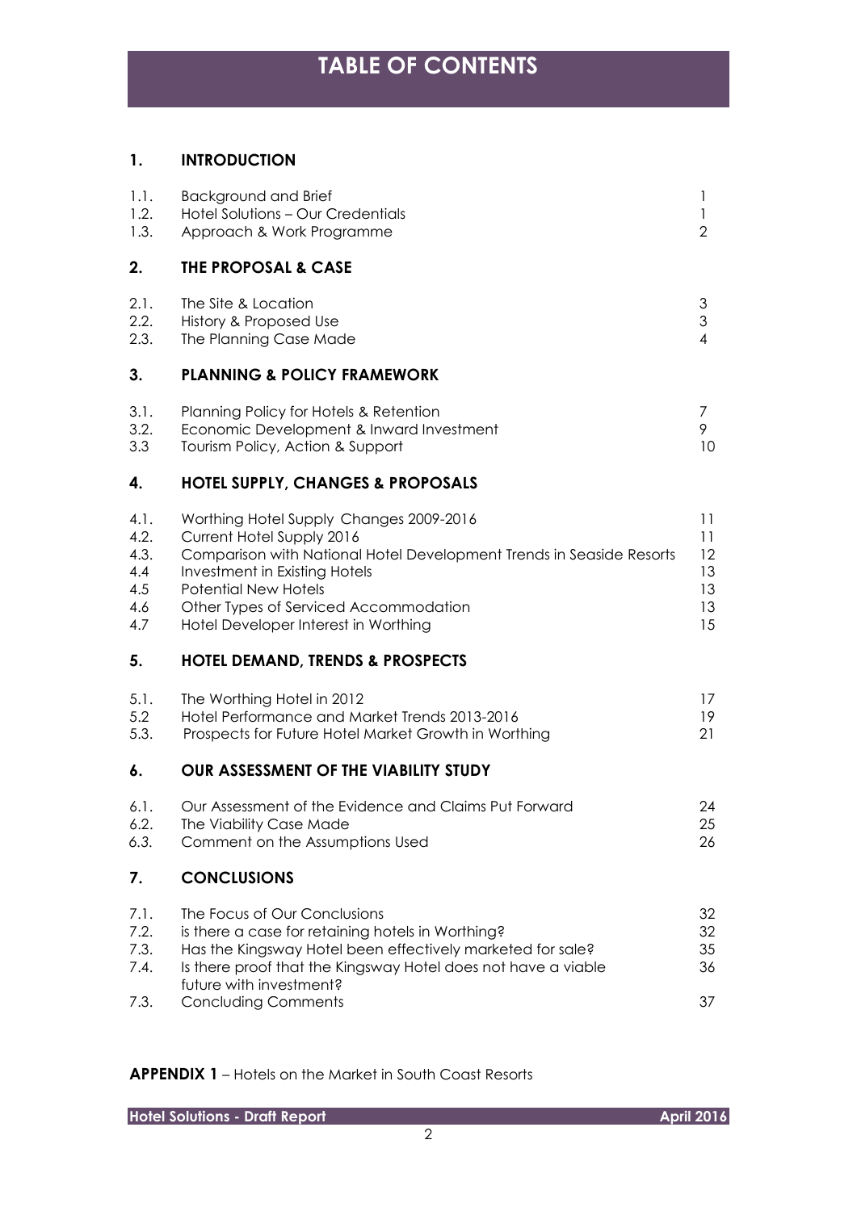# TABLE OF CONTENTS

| | | |
|---|---|---|
| **1.** | **INTRODUCTION** | |
| 1.1. | Background and Brief | 1 |
| 1.2. | Hotel Solutions – Our Credentials | 1 |
| 1.3. | Approach & Work Programme | 2 |
| **2.** | **THE PROPOSAL & CASE** | |
| 2.1. | The Site & Location | 3 |
| 2.2. | History & Proposed Use | 3 |
| 2.3. | The Planning Case Made | 4 |
| **3.** | **PLANNING & POLICY FRAMEWORK** | |
| 3.1. | Planning Policy for Hotels & Retention | 7 |
| 3.2. | Economic Development & Inward Investment | 9 |
| 3.3 | Tourism Policy, Action & Support | 10 |
| **4.** | **HOTEL SUPPLY, CHANGES & PROPOSALS** | |
| 4.1. | Worthing Hotel Supply Changes 2009-2016 | 11 |
| 4.2. | Current Hotel Supply 2016 | 11 |
| 4.3. | Comparison with National Hotel Development Trends in Seaside Resorts | 12 |
| 4.4 | Investment in Existing Hotels | 13 |
| 4.5 | Potential New Hotels | 13 |
| 4.6 | Other Types of Serviced Accommodation | 13 |
| 4.7 | Hotel Developer Interest in Worthing | 15 |
| **5.** | **HOTEL DEMAND, TRENDS & PROSPECTS** | |
| 5.1. | The Worthing Hotel in 2012 | 17 |
| 5.2 | Hotel Performance and Market Trends 2013-2016 | 19 |
| 5.3. | Prospects for Future Hotel Market Growth in Worthing | 21 |
| **6.** | **OUR ASSESSMENT OF THE VIABILITY STUDY** | |
| 6.1. | Our Assessment of the Evidence and Claims Put Forward | 24 |
| 6.2. | The Viability Case Made | 25 |
| 6.3. | Comment on the Assumptions Used | 26 |
| **7.** | **CONCLUSIONS** | |
| 7.1. | The Focus of Our Conclusions | 32 |
| 7.2. | is there a case for retaining hotels in Worthing? | 32 |
| 7.3. | Has the Kingsway Hotel been effectively marketed for sale? | 35 |
| 7.4. | Is there proof that the Kingsway Hotel does not have a viable future with investment? | 36 |
| 7.3. | Concluding Comments | 37 |

**APPENDIX 1** – Hotels on the Market in South Coast Resorts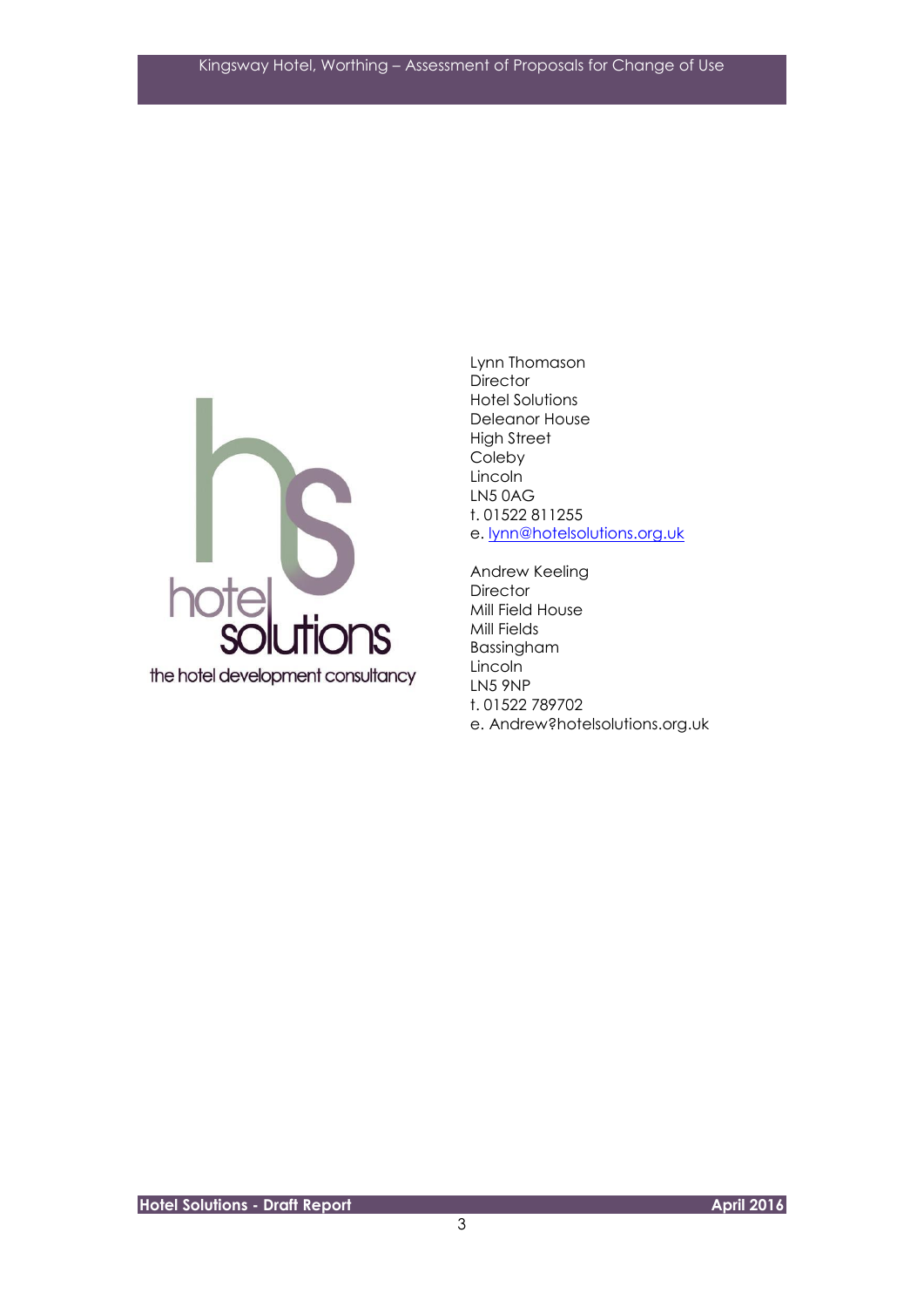hotel solutions

the hotel development consultancy

Lynn Thomason
Director
Hotel Solutions
Deleanor House
High Street
Coleby
Lincoln
LN5 0AG
t. 01522 811255
e. lynn@hotelsolutions.org.uk

Andrew Keeling
Director
Mill Field House
Mill Fields
Bassingham
Lincoln
LN5 9NP
t. 01522 789702
e. Andrew?hotelsolutions.org.uk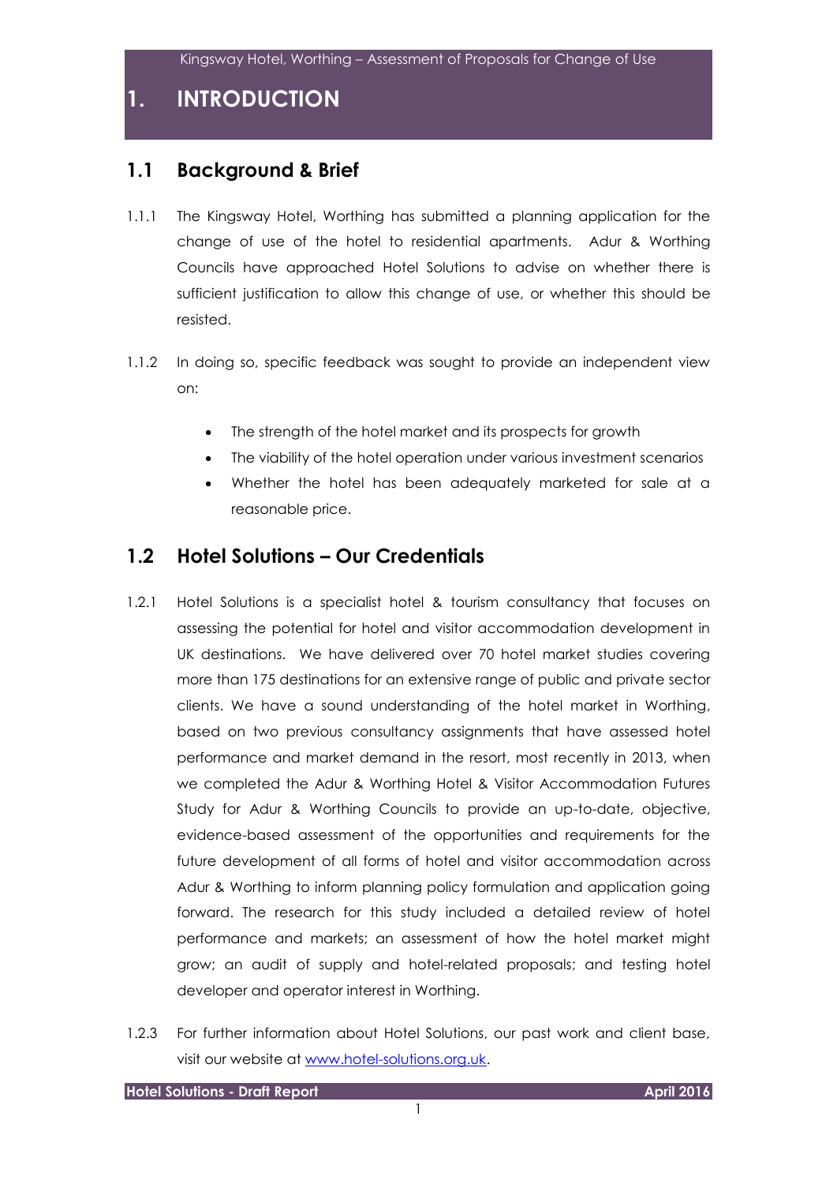# 1. INTRODUCTION

## 1.1 Background & Brief

1.1.1 The Kingsway Hotel, Worthing has submitted a planning application for the change of use of the hotel to residential apartments. Adur & Worthing Councils have approached Hotel Solutions to advise on whether there is sufficient justification to allow this change of use, or whether this should be resisted.

1.1.2 In doing so, specific feedback was sought to provide an independent view on:

- The strength of the hotel market and its prospects for growth
- The viability of the hotel operation under various investment scenarios
- Whether the hotel has been adequately marketed for sale at a reasonable price.

## 1.2 Hotel Solutions – Our Credentials

1.2.1 Hotel Solutions is a specialist hotel & tourism consultancy that focuses on assessing the potential for hotel and visitor accommodation development in UK destinations. We have delivered over 70 hotel market studies covering more than 175 destinations for an extensive range of public and private sector clients. We have a sound understanding of the hotel market in Worthing, based on two previous consultancy assignments that have assessed hotel performance and market demand in the resort, most recently in 2013, when we completed the Adur & Worthing Hotel & Visitor Accommodation Futures Study for Adur & Worthing Councils to provide an up-to-date, objective, evidence-based assessment of the opportunities and requirements for the future development of all forms of hotel and visitor accommodation across Adur & Worthing to inform planning policy formulation and application going forward. The research for this study included a detailed review of hotel performance and markets; an assessment of how the hotel market might grow; an audit of supply and hotel-related proposals; and testing hotel developer and operator interest in Worthing.

1.2.3 For further information about Hotel Solutions, our past work and client base, visit our website at [www.hotel-solutions.org.uk](http://www.hotel-solutions.org.uk).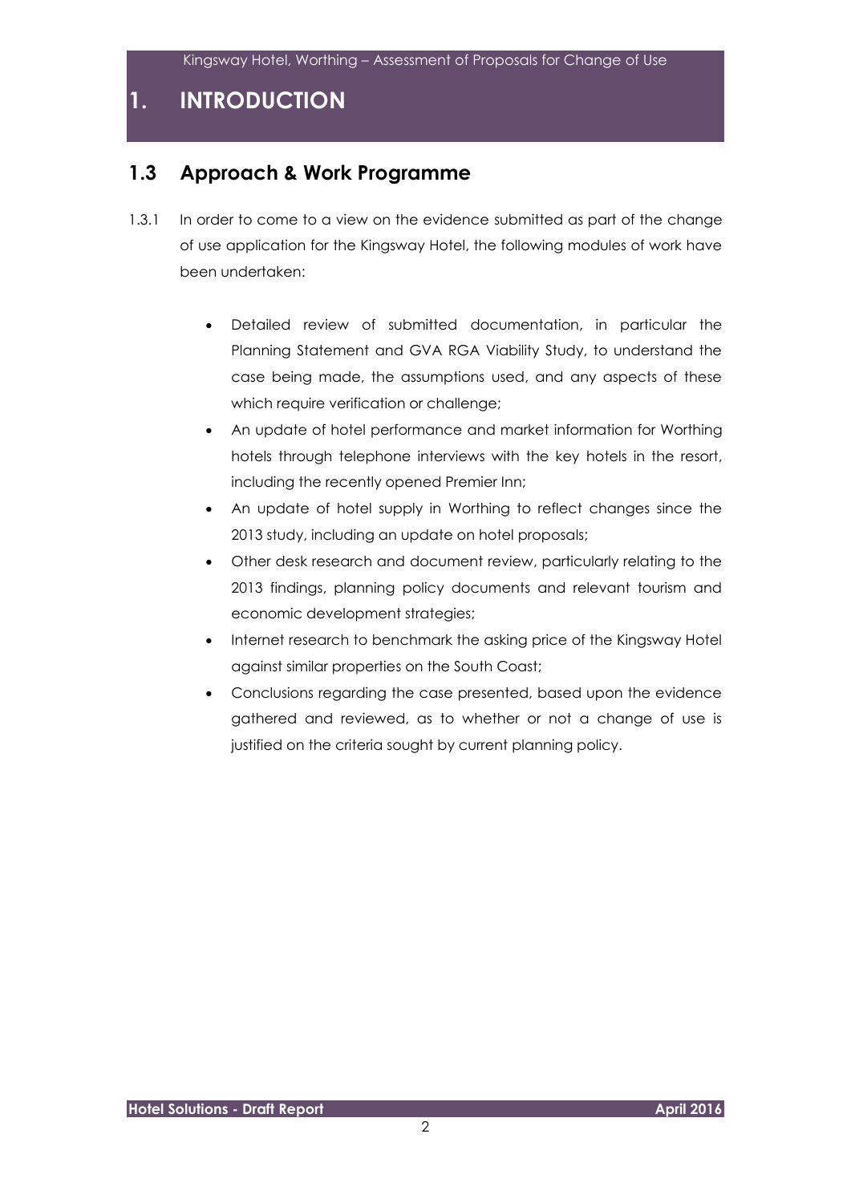# 1. INTRODUCTION

## 1.3 Approach & Work Programme

1.3.1 In order to come to a view on the evidence submitted as part of the change of use application for the Kingsway Hotel, the following modules of work have been undertaken:

- Detailed review of submitted documentation, in particular the Planning Statement and GVA RGA Viability Study, to understand the case being made, the assumptions used, and any aspects of these which require verification or challenge;
- An update of hotel performance and market information for Worthing hotels through telephone interviews with the key hotels in the resort, including the recently opened Premier Inn;
- An update of hotel supply in Worthing to reflect changes since the 2013 study, including an update on hotel proposals;
- Other desk research and document review, particularly relating to the 2013 findings, planning policy documents and relevant tourism and economic development strategies;
- Internet research to benchmark the asking price of the Kingsway Hotel against similar properties on the South Coast;
- Conclusions regarding the case presented, based upon the evidence gathered and reviewed, as to whether or not a change of use is justified on the criteria sought by current planning policy.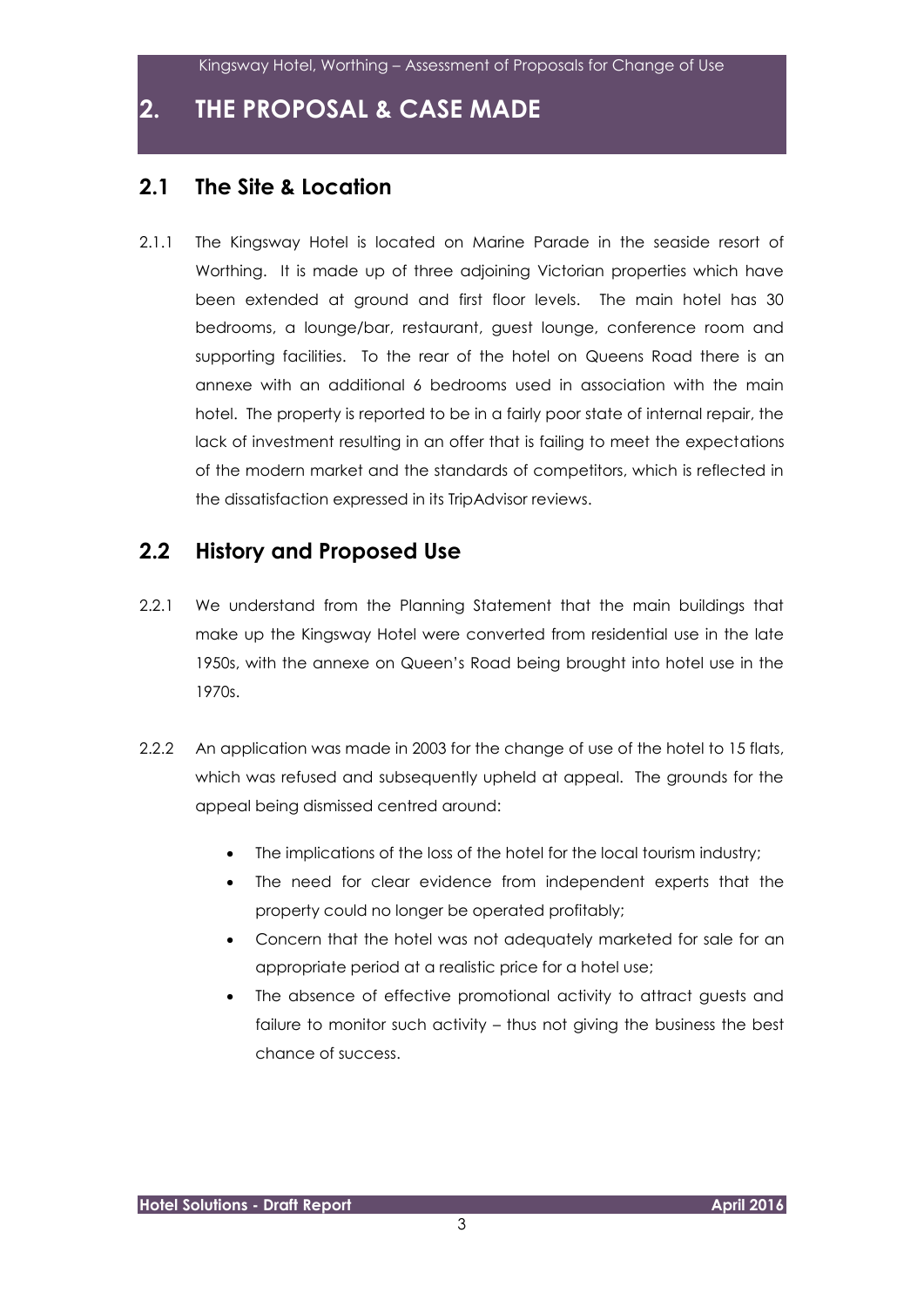# 2. THE PROPOSAL & CASE MADE

## 2.1 The Site & Location

2.1.1 The Kingsway Hotel is located on Marine Parade in the seaside resort of Worthing. It is made up of three adjoining Victorian properties which have been extended at ground and first floor levels. The main hotel has 30 bedrooms, a lounge/bar, restaurant, guest lounge, conference room and supporting facilities. To the rear of the hotel on Queens Road there is an annexe with an additional 6 bedrooms used in association with the main hotel. The property is reported to be in a fairly poor state of internal repair, the lack of investment resulting in an offer that is failing to meet the expectations of the modern market and the standards of competitors, which is reflected in the dissatisfaction expressed in its TripAdvisor reviews.

## 2.2 History and Proposed Use

2.2.1 We understand from the Planning Statement that the main buildings that make up the Kingsway Hotel were converted from residential use in the late 1950s, with the annexe on Queen's Road being brought into hotel use in the 1970s.

2.2.2 An application was made in 2003 for the change of use of the hotel to 15 flats, which was refused and subsequently upheld at appeal. The grounds for the appeal being dismissed centred around:

- The implications of the loss of the hotel for the local tourism industry;
- The need for clear evidence from independent experts that the property could no longer be operated profitably;
- Concern that the hotel was not adequately marketed for sale for an appropriate period at a realistic price for a hotel use;
- The absence of effective promotional activity to attract guests and failure to monitor such activity – thus not giving the business the best chance of success.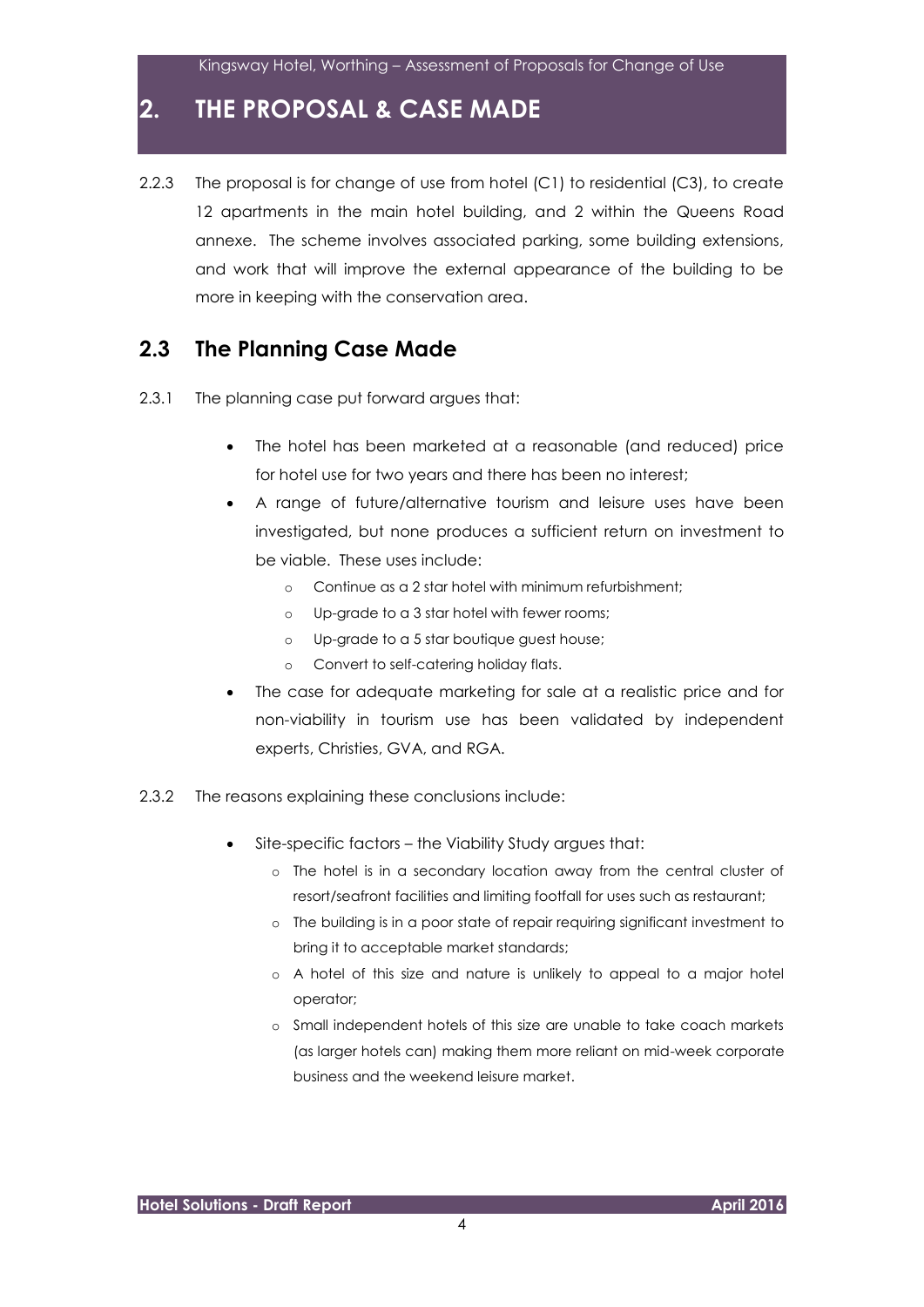# 2. THE PROPOSAL & CASE MADE

2.2.3 The proposal is for change of use from hotel (C1) to residential (C3), to create 12 apartments in the main hotel building, and 2 within the Queens Road annexe. The scheme involves associated parking, some building extensions, and work that will improve the external appearance of the building to be more in keeping with the conservation area.

## 2.3 The Planning Case Made

2.3.1 The planning case put forward argues that:

- The hotel has been marketed at a reasonable (and reduced) price for hotel use for two years and there has been no interest;
- A range of future/alternative tourism and leisure uses have been investigated, but none produces a sufficient return on investment to be viable. These uses include:
    - Continue as a 2 star hotel with minimum refurbishment;
    - Up-grade to a 3 star hotel with fewer rooms;
    - Up-grade to a 5 star boutique guest house;
    - Convert to self-catering holiday flats.
- The case for adequate marketing for sale at a realistic price and for non-viability in tourism use has been validated by independent experts, Christies, GVA, and RGA.

2.3.2 The reasons explaining these conclusions include:

- Site-specific factors – the Viability Study argues that:
    - The hotel is in a secondary location away from the central cluster of resort/seafront facilities and limiting footfall for uses such as restaurant;
    - The building is in a poor state of repair requiring significant investment to bring it to acceptable market standards;
    - A hotel of this size and nature is unlikely to appeal to a major hotel operator;
    - Small independent hotels of this size are unable to take coach markets (as larger hotels can) making them more reliant on mid-week corporate business and the weekend leisure market.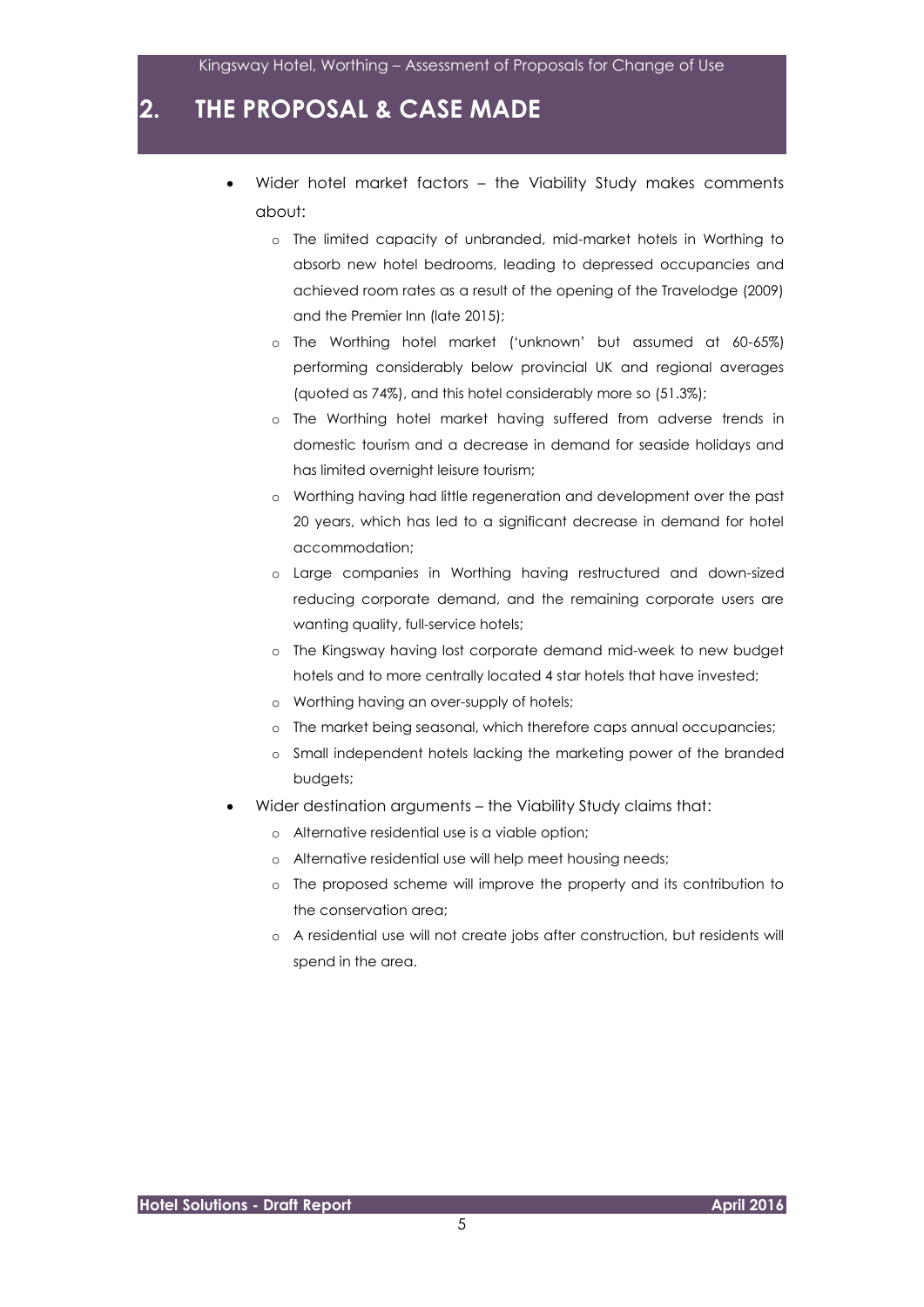## 2. THE PROPOSAL & CASE MADE

- Wider hotel market factors – the Viability Study makes comments about:
  - The limited capacity of unbranded, mid-market hotels in Worthing to absorb new hotel bedrooms, leading to depressed occupancies and achieved room rates as a result of the opening of the Travelodge (2009) and the Premier Inn (late 2015);
  - The Worthing hotel market ('unknown' but assumed at 60-65%) performing considerably below provincial UK and regional averages (quoted as 74%), and this hotel considerably more so (51.3%);
  - The Worthing hotel market having suffered from adverse trends in domestic tourism and a decrease in demand for seaside holidays and has limited overnight leisure tourism;
  - Worthing having had little regeneration and development over the past 20 years, which has led to a significant decrease in demand for hotel accommodation;
  - Large companies in Worthing having restructured and down-sized reducing corporate demand, and the remaining corporate users are wanting quality, full-service hotels;
  - The Kingsway having lost corporate demand mid-week to new budget hotels and to more centrally located 4 star hotels that have invested;
  - Worthing having an over-supply of hotels;
  - The market being seasonal, which therefore caps annual occupancies;
  - Small independent hotels lacking the marketing power of the branded budgets;
- Wider destination arguments – the Viability Study claims that:
  - Alternative residential use is a viable option;
  - Alternative residential use will help meet housing needs;
  - The proposed scheme will improve the property and its contribution to the conservation area;
  - A residential use will not create jobs after construction, but residents will spend in the area.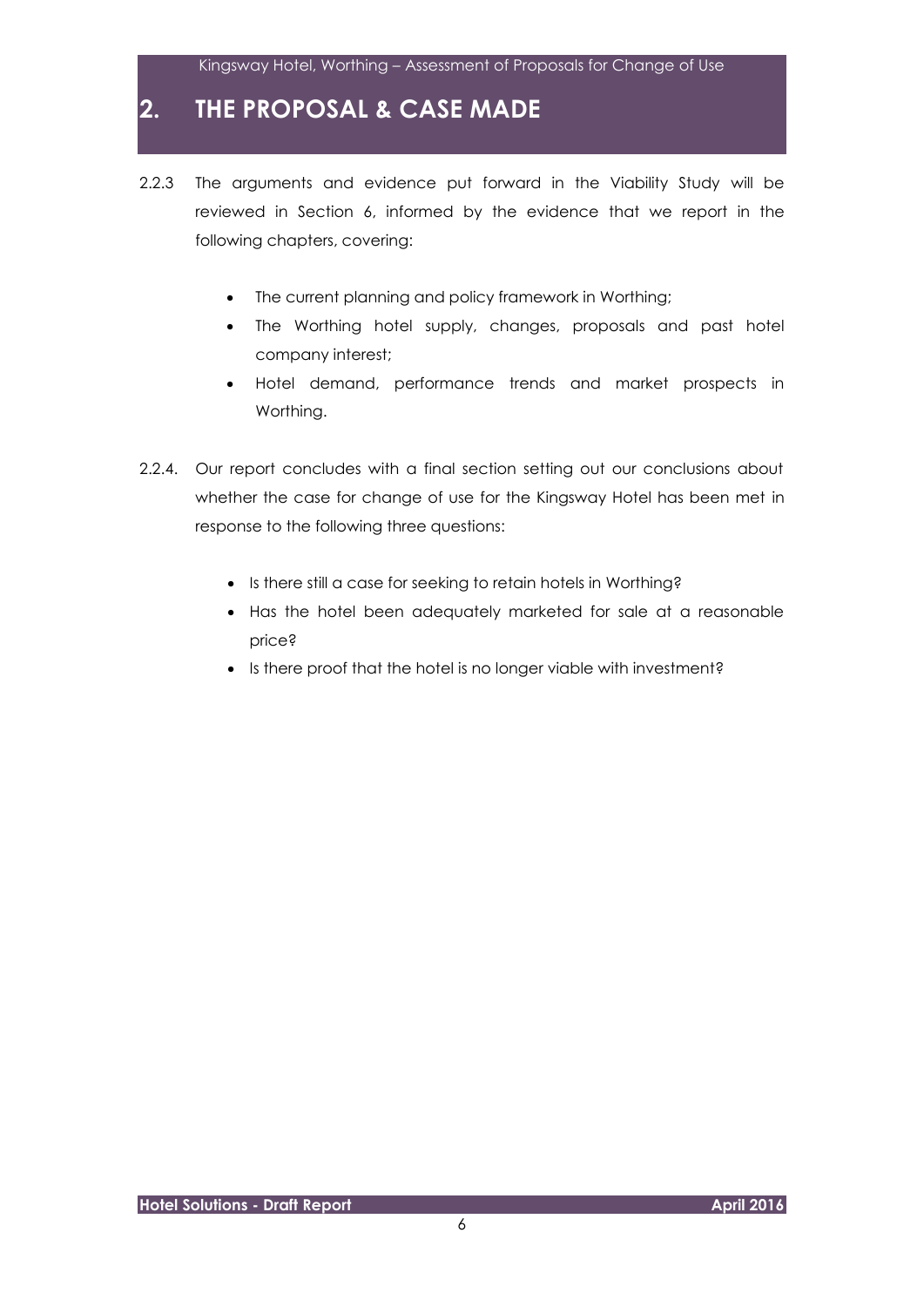## 2. THE PROPOSAL & CASE MADE

2.2.3 The arguments and evidence put forward in the Viability Study will be reviewed in Section 6, informed by the evidence that we report in the following chapters, covering:

- The current planning and policy framework in Worthing;
- The Worthing hotel supply, changes, proposals and past hotel company interest;
- Hotel demand, performance trends and market prospects in Worthing.

2.2.4. Our report concludes with a final section setting out our conclusions about whether the case for change of use for the Kingsway Hotel has been met in response to the following three questions:

- Is there still a case for seeking to retain hotels in Worthing?
- Has the hotel been adequately marketed for sale at a reasonable price?
- Is there proof that the hotel is no longer viable with investment?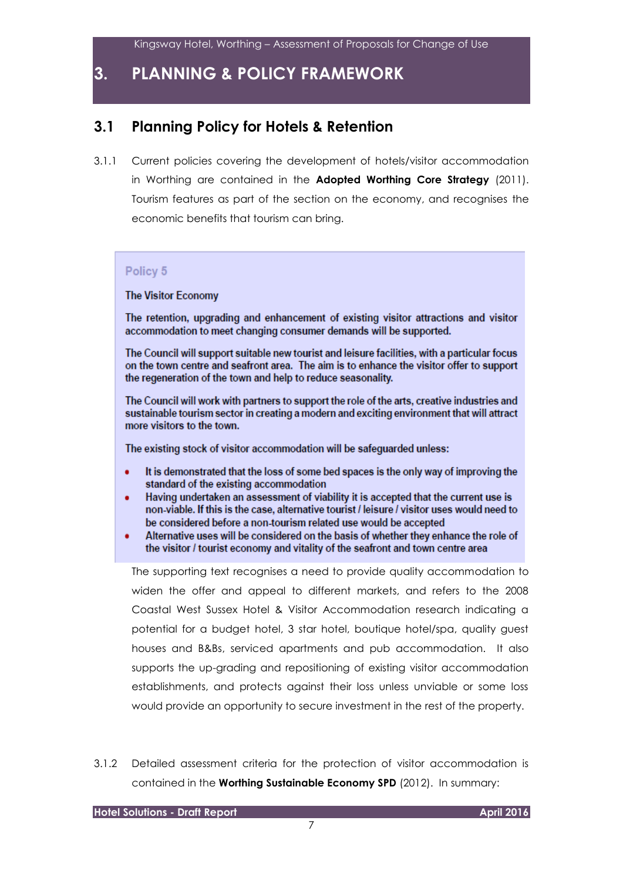# 3. PLANNING & POLICY FRAMEWORK

## 3.1 Planning Policy for Hotels & Retention

3.1.1 Current policies covering the development of hotels/visitor accommodation in Worthing are contained in the **Adopted Worthing Core Strategy** (2011). Tourism features as part of the section on the economy, and recognises the economic benefits that tourism can bring.

> **Policy 5**
>
> **The Visitor Economy**
>
> The retention, upgrading and enhancement of existing visitor attractions and visitor accommodation to meet changing consumer demands will be supported.
>
> The Council will support suitable new tourist and leisure facilities, with a particular focus on the town centre and seafront area. The aim is to enhance the visitor offer to support the regeneration of the town and help to reduce seasonality.
>
> The Council will work with partners to support the role of the arts, creative industries and sustainable tourism sector in creating a modern and exciting environment that will attract more visitors to the town.
>
> The existing stock of visitor accommodation will be safeguarded unless:
>
> - It is demonstrated that the loss of some bed spaces is the only way of improving the standard of the existing accommodation
> - Having undertaken an assessment of viability it is accepted that the current use is non-viable. If this is the case, alternative tourist / leisure / visitor uses would need to be considered before a non-tourism related use would be accepted
> - Alternative uses will be considered on the basis of whether they enhance the role of the visitor / tourist economy and vitality of the seafront and town centre area

The supporting text recognises a need to provide quality accommodation to widen the offer and appeal to different markets, and refers to the 2008 Coastal West Sussex Hotel & Visitor Accommodation research indicating a potential for a budget hotel, 3 star hotel, boutique hotel/spa, quality guest houses and B&Bs, serviced apartments and pub accommodation. It also supports the up-grading and repositioning of existing visitor accommodation establishments, and protects against their loss unless unviable or some loss would provide an opportunity to secure investment in the rest of the property.

3.1.2 Detailed assessment criteria for the protection of visitor accommodation is contained in the **Worthing Sustainable Economy SPD** (2012). In summary: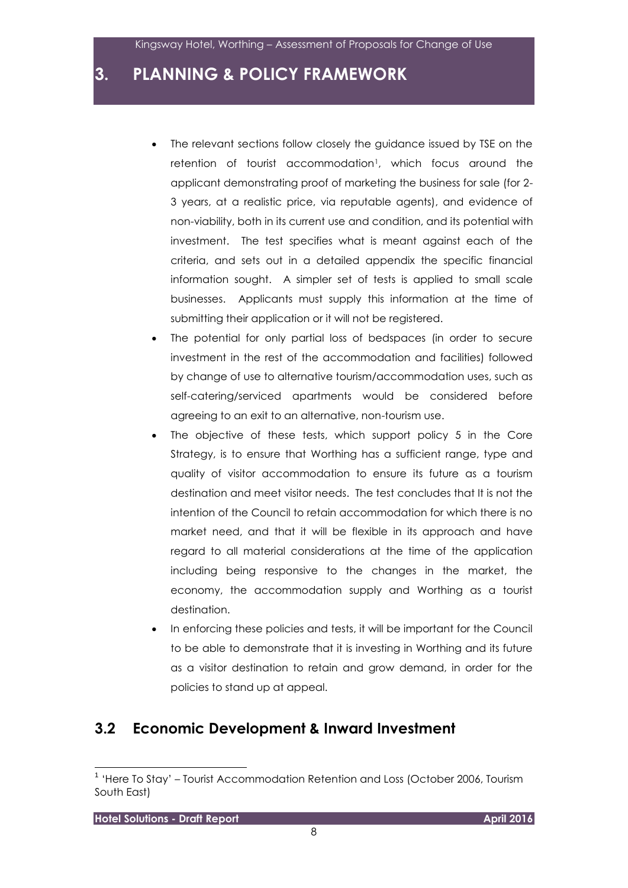# 3. PLANNING & POLICY FRAMEWORK

- The relevant sections follow closely the guidance issued by TSE on the retention of tourist accommodation[1], which focus around the applicant demonstrating proof of marketing the business for sale (for 2-3 years, at a realistic price, via reputable agents), and evidence of non-viability, both in its current use and condition, and its potential with investment. The test specifies what is meant against each of the criteria, and sets out in a detailed appendix the specific financial information sought. A simpler set of tests is applied to small scale businesses. Applicants must supply this information at the time of submitting their application or it will not be registered.
- The potential for only partial loss of bedspaces (in order to secure investment in the rest of the accommodation and facilities) followed by change of use to alternative tourism/accommodation uses, such as self-catering/serviced apartments would be considered before agreeing to an exit to an alternative, non-tourism use.
- The objective of these tests, which support policy 5 in the Core Strategy, is to ensure that Worthing has a sufficient range, type and quality of visitor accommodation to ensure its future as a tourism destination and meet visitor needs. The test concludes that It is not the intention of the Council to retain accommodation for which there is no market need, and that it will be flexible in its approach and have regard to all material considerations at the time of the application including being responsive to the changes in the market, the economy, the accommodation supply and Worthing as a tourist destination.
- In enforcing these policies and tests, it will be important for the Council to be able to demonstrate that it is investing in Worthing and its future as a visitor destination to retain and grow demand, in order for the policies to stand up at appeal.

## 3.2 Economic Development & Inward Investment

[1] 'Here To Stay' – Tourist Accommodation Retention and Loss (October 2006, Tourism South East)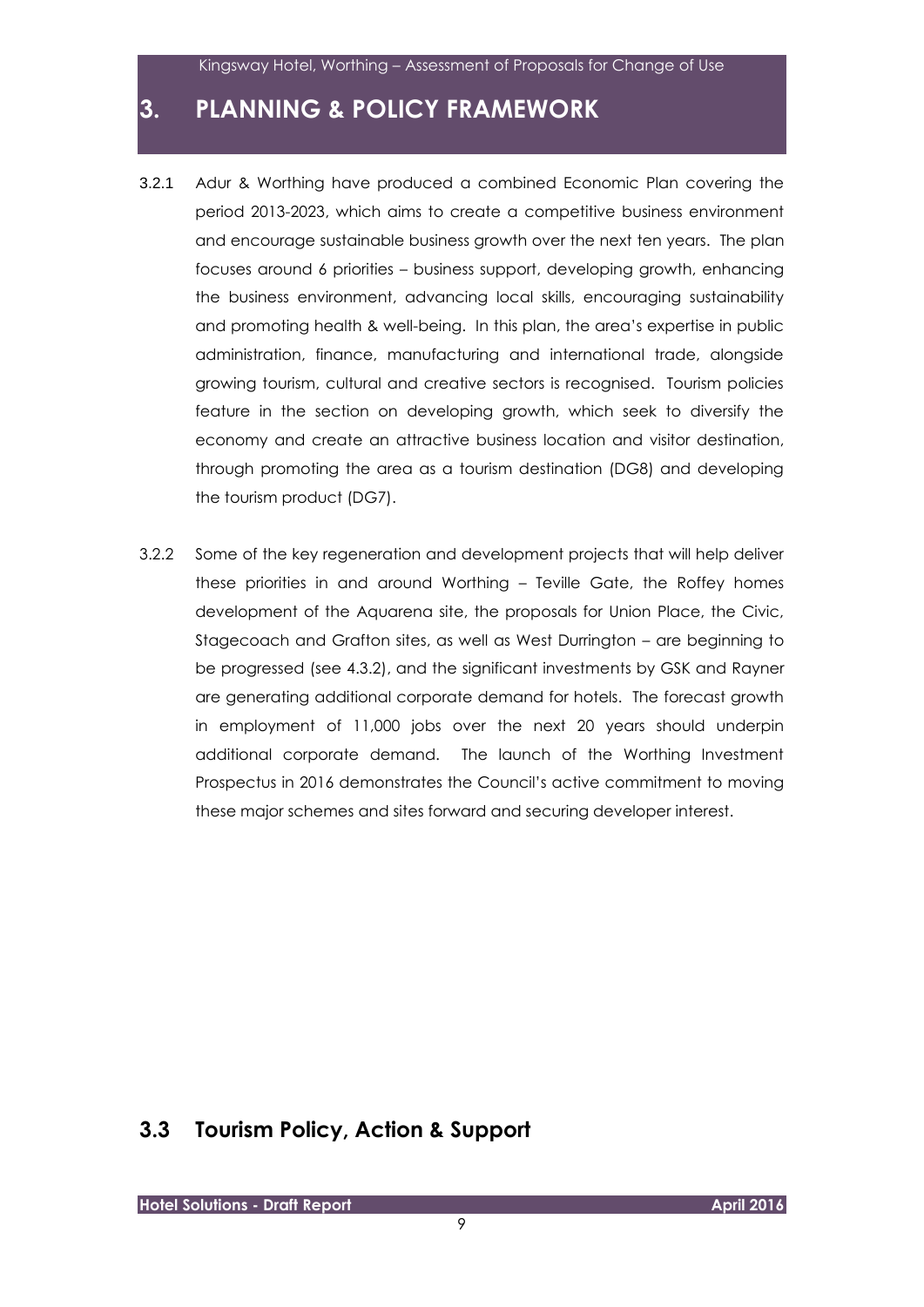# 3. PLANNING & POLICY FRAMEWORK

3.2.1 Adur & Worthing have produced a combined Economic Plan covering the period 2013-2023, which aims to create a competitive business environment and encourage sustainable business growth over the next ten years. The plan focuses around 6 priorities – business support, developing growth, enhancing the business environment, advancing local skills, encouraging sustainability and promoting health & well-being. In this plan, the area's expertise in public administration, finance, manufacturing and international trade, alongside growing tourism, cultural and creative sectors is recognised. Tourism policies feature in the section on developing growth, which seek to diversify the economy and create an attractive business location and visitor destination, through promoting the area as a tourism destination (DG8) and developing the tourism product (DG7).

3.2.2 Some of the key regeneration and development projects that will help deliver these priorities in and around Worthing – Teville Gate, the Roffey homes development of the Aquarena site, the proposals for Union Place, the Civic, Stagecoach and Grafton sites, as well as West Durrington – are beginning to be progressed (see 4.3.2), and the significant investments by GSK and Rayner are generating additional corporate demand for hotels. The forecast growth in employment of 11,000 jobs over the next 20 years should underpin additional corporate demand. The launch of the Worthing Investment Prospectus in 2016 demonstrates the Council's active commitment to moving these major schemes and sites forward and securing developer interest.

## 3.3 Tourism Policy, Action & Support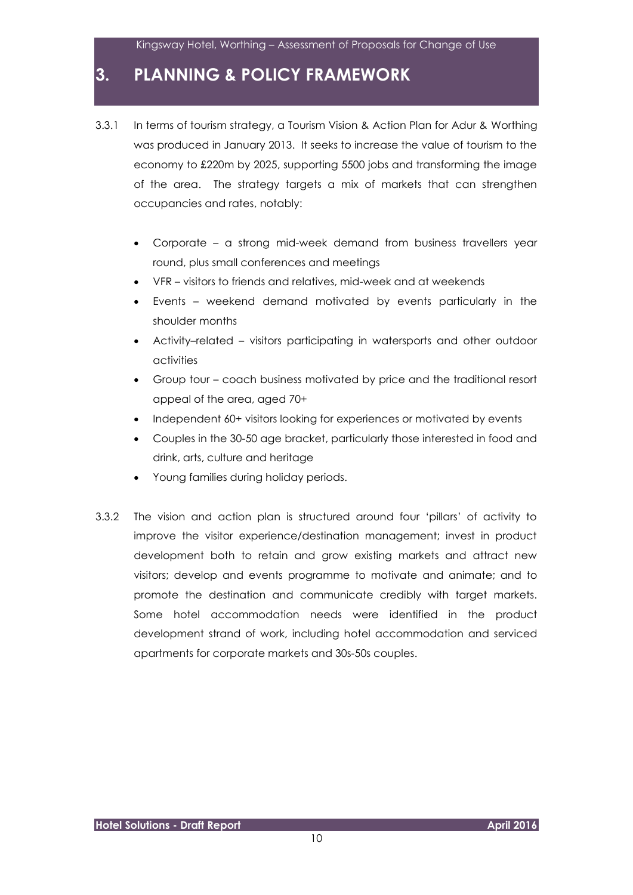# 3. PLANNING & POLICY FRAMEWORK

3.3.1 In terms of tourism strategy, a Tourism Vision & Action Plan for Adur & Worthing was produced in January 2013. It seeks to increase the value of tourism to the economy to £220m by 2025, supporting 5500 jobs and transforming the image of the area. The strategy targets a mix of markets that can strengthen occupancies and rates, notably:

- Corporate – a strong mid-week demand from business travellers year round, plus small conferences and meetings
- VFR – visitors to friends and relatives, mid-week and at weekends
- Events – weekend demand motivated by events particularly in the shoulder months
- Activity–related – visitors participating in watersports and other outdoor activities
- Group tour – coach business motivated by price and the traditional resort appeal of the area, aged 70+
- Independent 60+ visitors looking for experiences or motivated by events
- Couples in the 30-50 age bracket, particularly those interested in food and drink, arts, culture and heritage
- Young families during holiday periods.

3.3.2 The vision and action plan is structured around four 'pillars' of activity to improve the visitor experience/destination management; invest in product development both to retain and grow existing markets and attract new visitors; develop and events programme to motivate and animate; and to promote the destination and communicate credibly with target markets. Some hotel accommodation needs were identified in the product development strand of work, including hotel accommodation and serviced apartments for corporate markets and 30s-50s couples.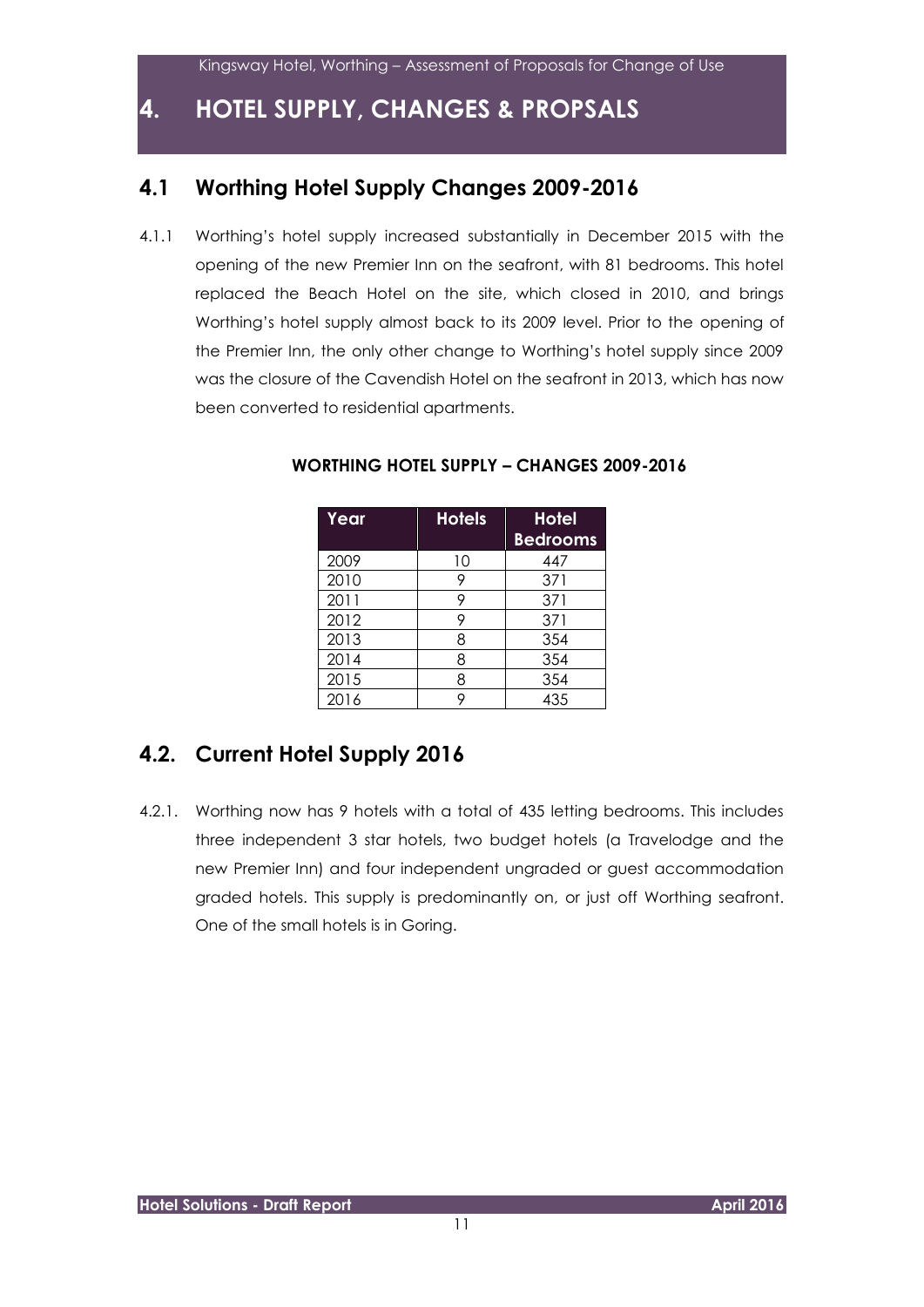# 4. HOTEL SUPPLY, CHANGES & PROPSALS

## 4.1 Worthing Hotel Supply Changes 2009-2016

4.1.1 Worthing's hotel supply increased substantially in December 2015 with the opening of the new Premier Inn on the seafront, with 81 bedrooms. This hotel replaced the Beach Hotel on the site, which closed in 2010, and brings Worthing's hotel supply almost back to its 2009 level. Prior to the opening of the Premier Inn, the only other change to Worthing's hotel supply since 2009 was the closure of the Cavendish Hotel on the seafront in 2013, which has now been converted to residential apartments.

**WORTHING HOTEL SUPPLY – CHANGES 2009-2016**

| Year | Hotels | Hotel Bedrooms |
|---|---|---|
| 2009 | 10 | 447 |
| 2010 | 9 | 371 |
| 2011 | 9 | 371 |
| 2012 | 9 | 371 |
| 2013 | 8 | 354 |
| 2014 | 8 | 354 |
| 2015 | 8 | 354 |
| 2016 | 9 | 435 |

## 4.2. Current Hotel Supply 2016

4.2.1. Worthing now has 9 hotels with a total of 435 letting bedrooms. This includes three independent 3 star hotels, two budget hotels (a Travelodge and the new Premier Inn) and four independent ungraded or guest accommodation graded hotels. This supply is predominantly on, or just off Worthing seafront. One of the small hotels is in Goring.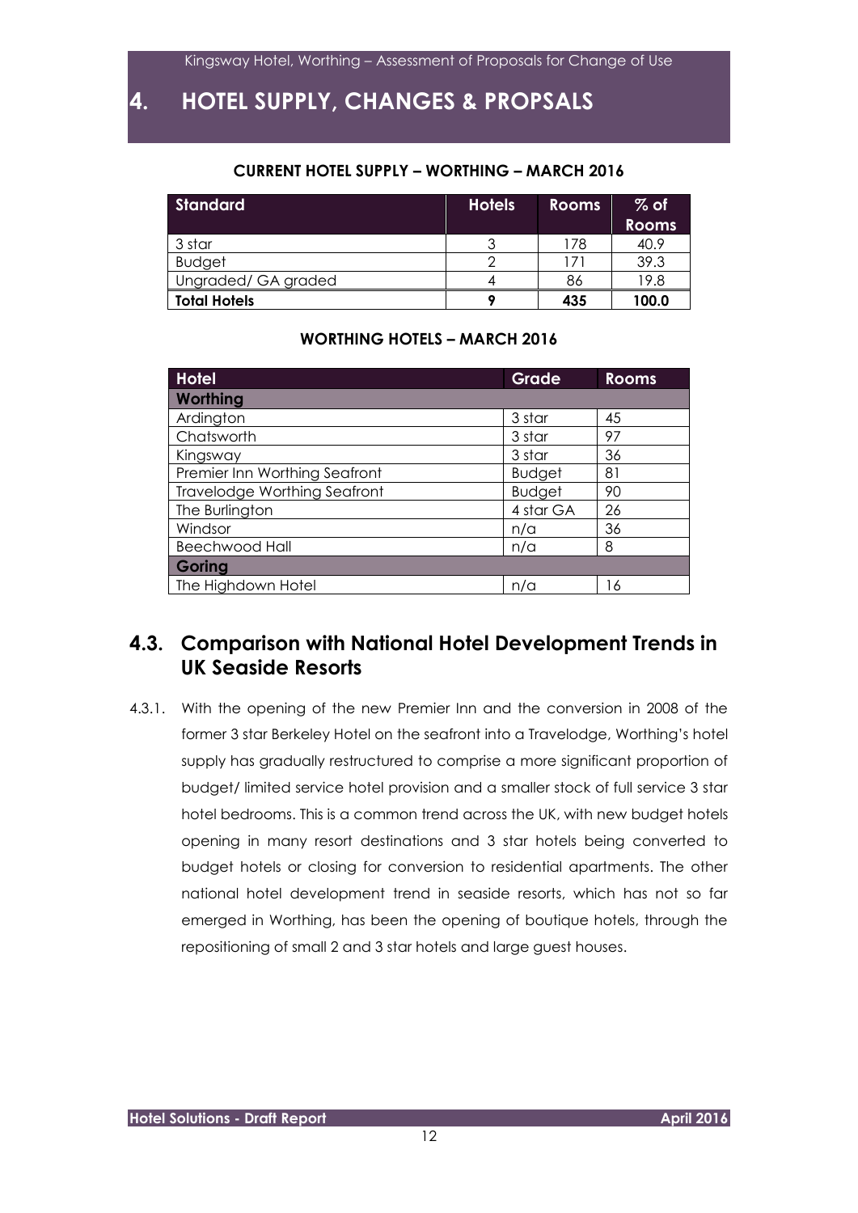# 4. HOTEL SUPPLY, CHANGES & PROPSALS

**CURRENT HOTEL SUPPLY – WORTHING – MARCH 2016**

| Standard | Hotels | Rooms | % of Rooms |
|---|---|---|---|
| 3 star | 3 | 178 | 40.9 |
| Budget | 2 | 171 | 39.3 |
| Ungraded/ GA graded | 4 | 86 | 19.8 |
| **Total Hotels** | **9** | **435** | **100.0** |

**WORTHING HOTELS – MARCH 2016**

| Hotel | Grade | Rooms |
|---|---|---|
| **Worthing** | | |
| Ardington | 3 star | 45 |
| Chatsworth | 3 star | 97 |
| Kingsway | 3 star | 36 |
| Premier Inn Worthing Seafront | Budget | 81 |
| Travelodge Worthing Seafront | Budget | 90 |
| The Burlington | 4 star GA | 26 |
| Windsor | n/a | 36 |
| Beechwood Hall | n/a | 8 |
| **Goring** | | |
| The Highdown Hotel | n/a | 16 |

## 4.3. Comparison with National Hotel Development Trends in UK Seaside Resorts

4.3.1. With the opening of the new Premier Inn and the conversion in 2008 of the former 3 star Berkeley Hotel on the seafront into a Travelodge, Worthing's hotel supply has gradually restructured to comprise a more significant proportion of budget/ limited service hotel provision and a smaller stock of full service 3 star hotel bedrooms. This is a common trend across the UK, with new budget hotels opening in many resort destinations and 3 star hotels being converted to budget hotels or closing for conversion to residential apartments. The other national hotel development trend in seaside resorts, which has not so far emerged in Worthing, has been the opening of boutique hotels, through the repositioning of small 2 and 3 star hotels and large guest houses.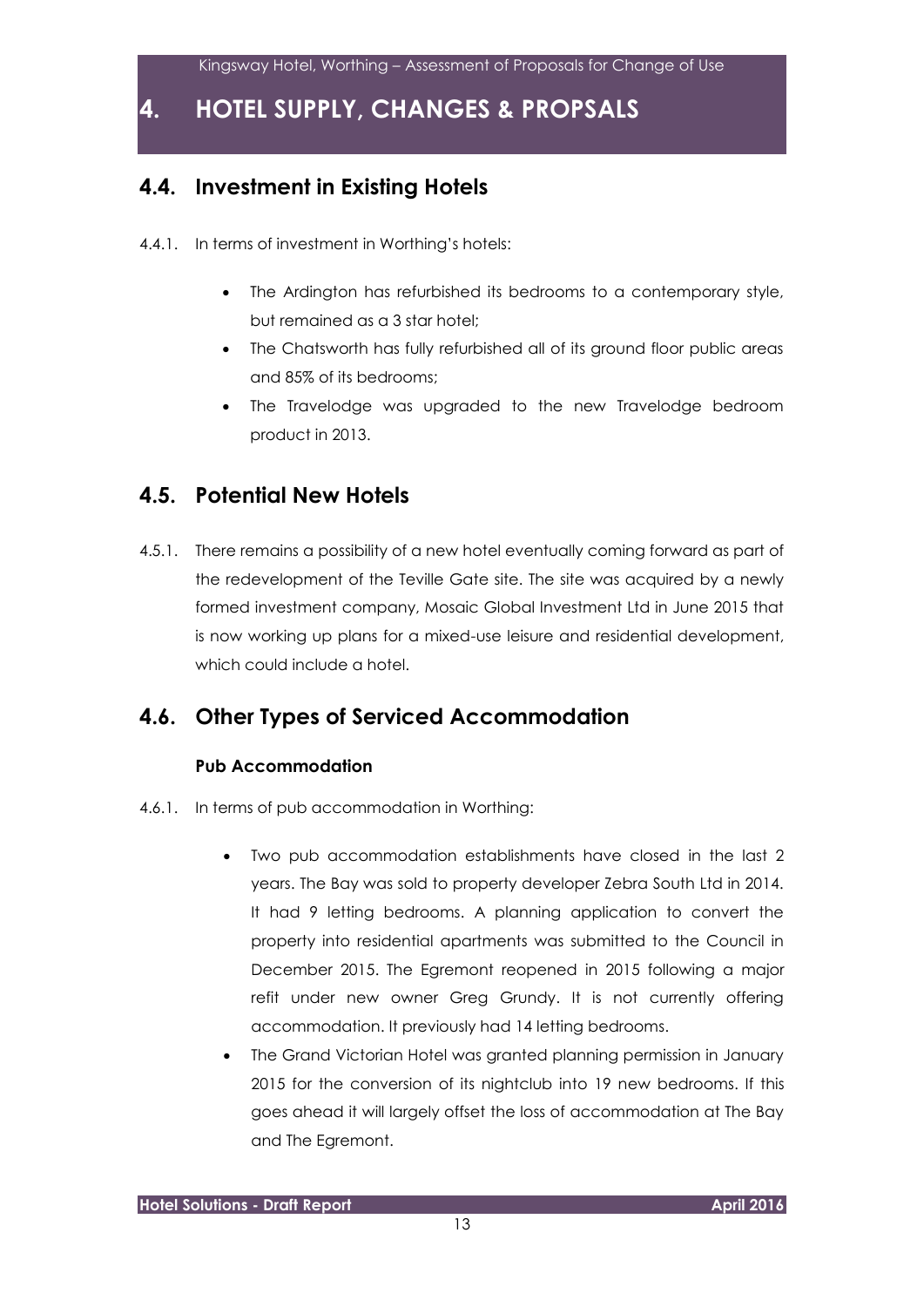# 4. HOTEL SUPPLY, CHANGES & PROPSALS

## 4.4. Investment in Existing Hotels

4.4.1. In terms of investment in Worthing's hotels:

- The Ardington has refurbished its bedrooms to a contemporary style, but remained as a 3 star hotel;
- The Chatsworth has fully refurbished all of its ground floor public areas and 85% of its bedrooms;
- The Travelodge was upgraded to the new Travelodge bedroom product in 2013.

## 4.5. Potential New Hotels

4.5.1. There remains a possibility of a new hotel eventually coming forward as part of the redevelopment of the Teville Gate site. The site was acquired by a newly formed investment company, Mosaic Global Investment Ltd in June 2015 that is now working up plans for a mixed-use leisure and residential development, which could include a hotel.

## 4.6. Other Types of Serviced Accommodation

### Pub Accommodation

4.6.1. In terms of pub accommodation in Worthing:

- Two pub accommodation establishments have closed in the last 2 years. The Bay was sold to property developer Zebra South Ltd in 2014. It had 9 letting bedrooms. A planning application to convert the property into residential apartments was submitted to the Council in December 2015. The Egremont reopened in 2015 following a major refit under new owner Greg Grundy. It is not currently offering accommodation. It previously had 14 letting bedrooms.
- The Grand Victorian Hotel was granted planning permission in January 2015 for the conversion of its nightclub into 19 new bedrooms. If this goes ahead it will largely offset the loss of accommodation at The Bay and The Egremont.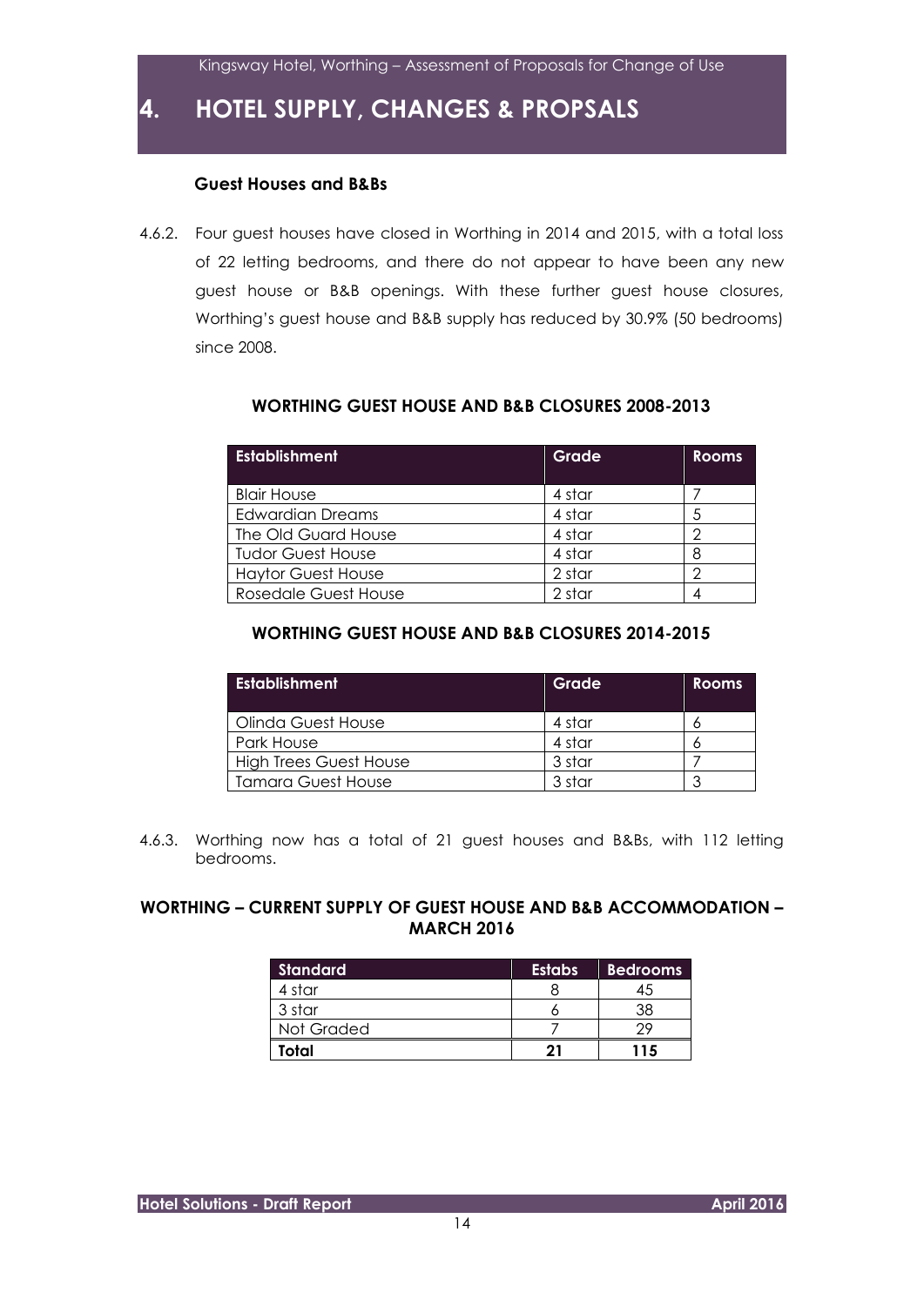# 4. HOTEL SUPPLY, CHANGES & PROPSALS

### Guest Houses and B&Bs

4.6.2. Four guest houses have closed in Worthing in 2014 and 2015, with a total loss of 22 letting bedrooms, and there do not appear to have been any new guest house or B&B openings. With these further guest house closures, Worthing's guest house and B&B supply has reduced by 30.9% (50 bedrooms) since 2008.

**WORTHING GUEST HOUSE AND B&B CLOSURES 2008-2013**

| Establishment | Grade | Rooms |
|---|---|---|
| Blair House | 4 star | 7 |
| Edwardian Dreams | 4 star | 5 |
| The Old Guard House | 4 star | 2 |
| Tudor Guest House | 4 star | 8 |
| Haytor Guest House | 2 star | 2 |
| Rosedale Guest House | 2 star | 4 |

**WORTHING GUEST HOUSE AND B&B CLOSURES 2014-2015**

| Establishment | Grade | Rooms |
|---|---|---|
| Olinda Guest House | 4 star | 6 |
| Park House | 4 star | 6 |
| High Trees Guest House | 3 star | 7 |
| Tamara Guest House | 3 star | 3 |

4.6.3. Worthing now has a total of 21 guest houses and B&Bs, with 112 letting bedrooms.

**WORTHING – CURRENT SUPPLY OF GUEST HOUSE AND B&B ACCOMMODATION – MARCH 2016**

| Standard | Estabs | Bedrooms |
|---|---|---|
| 4 star | 8 | 45 |
| 3 star | 6 | 38 |
| Not Graded | 7 | 29 |
| **Total** | **21** | **115** |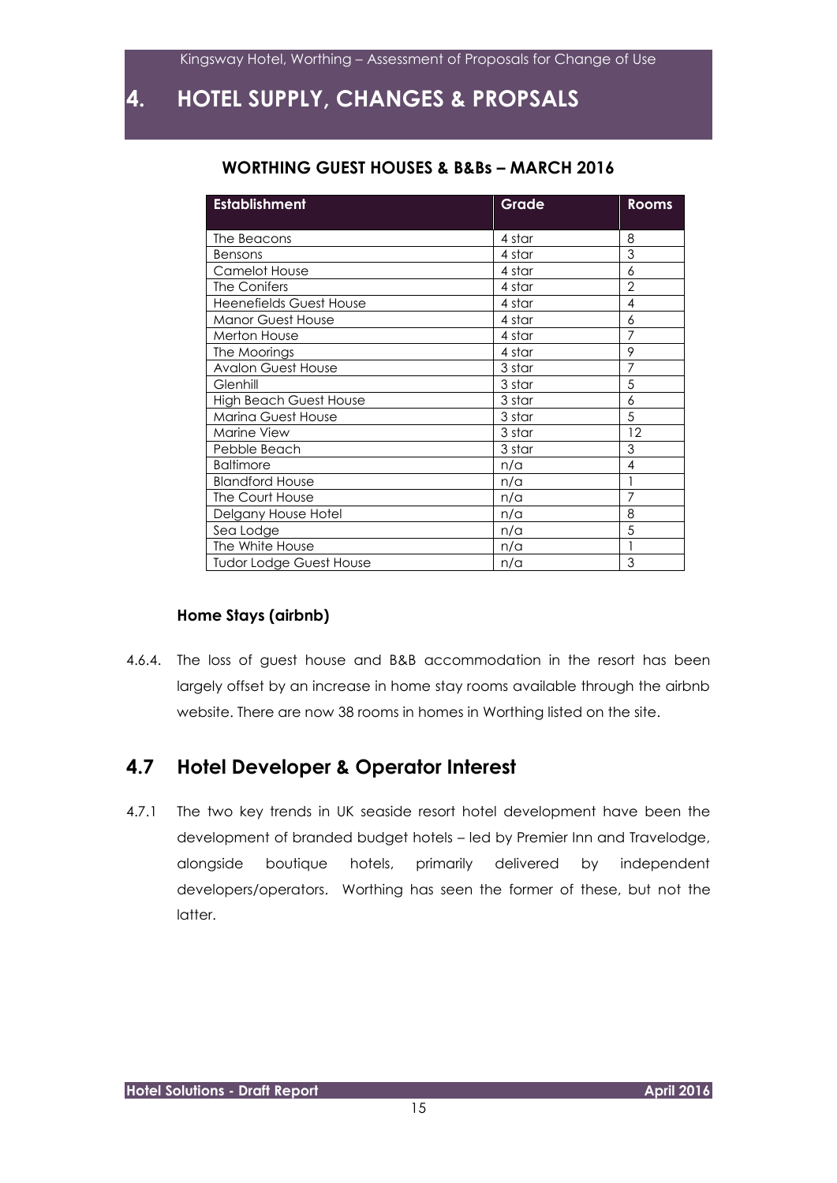# 4. HOTEL SUPPLY, CHANGES & PROPSALS

### WORTHING GUEST HOUSES & B&Bs – MARCH 2016

| Establishment | Grade | Rooms |
|---|---|---|
| The Beacons | 4 star | 8 |
| Bensons | 4 star | 3 |
| Camelot House | 4 star | 6 |
| The Conifers | 4 star | 2 |
| Heenefields Guest House | 4 star | 4 |
| Manor Guest House | 4 star | 6 |
| Merton House | 4 star | 7 |
| The Moorings | 4 star | 9 |
| Avalon Guest House | 3 star | 7 |
| Glenhill | 3 star | 5 |
| High Beach Guest House | 3 star | 6 |
| Marina Guest House | 3 star | 5 |
| Marine View | 3 star | 12 |
| Pebble Beach | 3 star | 3 |
| Baltimore | n/a | 4 |
| Blandford House | n/a | 1 |
| The Court House | n/a | 7 |
| Delgany House Hotel | n/a | 8 |
| Sea Lodge | n/a | 5 |
| The White House | n/a | 1 |
| Tudor Lodge Guest House | n/a | 3 |

#### Home Stays (airbnb)

4.6.4. The loss of guest house and B&B accommodation in the resort has been largely offset by an increase in home stay rooms available through the airbnb website. There are now 38 rooms in homes in Worthing listed on the site.

## 4.7 Hotel Developer & Operator Interest

4.7.1 The two key trends in UK seaside resort hotel development have been the development of branded budget hotels – led by Premier Inn and Travelodge, alongside boutique hotels, primarily delivered by independent developers/operators. Worthing has seen the former of these, but not the latter.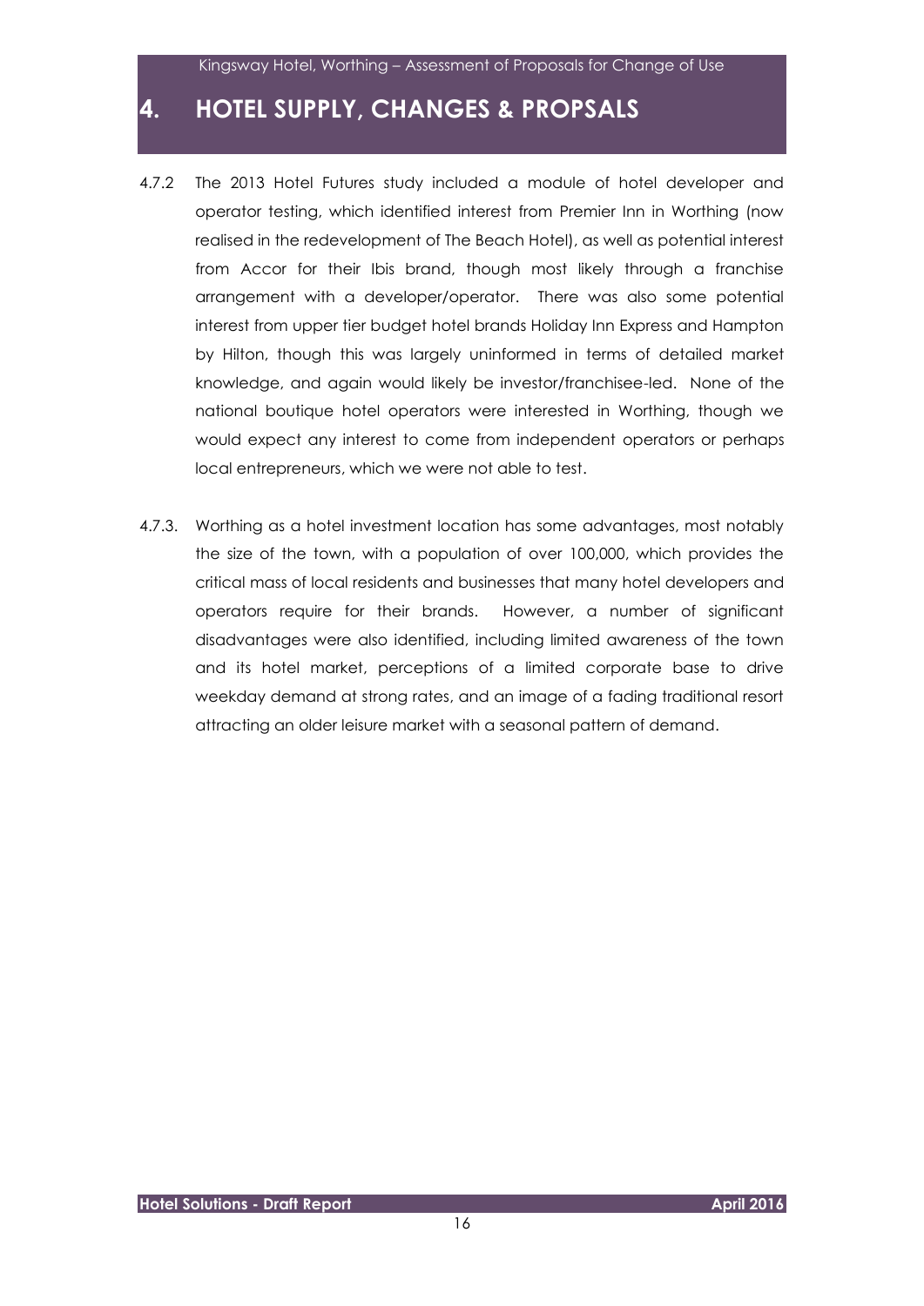# 4. HOTEL SUPPLY, CHANGES & PROPSALS

4.7.2 The 2013 Hotel Futures study included a module of hotel developer and operator testing, which identified interest from Premier Inn in Worthing (now realised in the redevelopment of The Beach Hotel), as well as potential interest from Accor for their Ibis brand, though most likely through a franchise arrangement with a developer/operator. There was also some potential interest from upper tier budget hotel brands Holiday Inn Express and Hampton by Hilton, though this was largely uninformed in terms of detailed market knowledge, and again would likely be investor/franchisee-led. None of the national boutique hotel operators were interested in Worthing, though we would expect any interest to come from independent operators or perhaps local entrepreneurs, which we were not able to test.

4.7.3. Worthing as a hotel investment location has some advantages, most notably the size of the town, with a population of over 100,000, which provides the critical mass of local residents and businesses that many hotel developers and operators require for their brands. However, a number of significant disadvantages were also identified, including limited awareness of the town and its hotel market, perceptions of a limited corporate base to drive weekday demand at strong rates, and an image of a fading traditional resort attracting an older leisure market with a seasonal pattern of demand.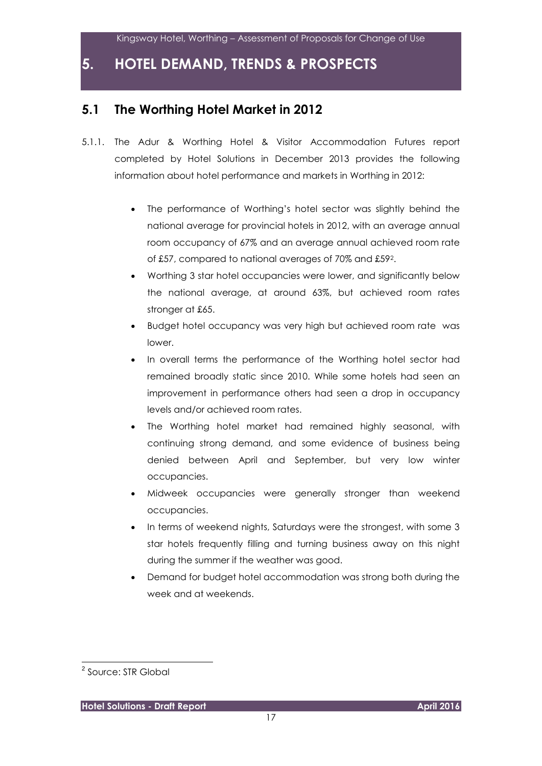# 5. HOTEL DEMAND, TRENDS & PROSPECTS

## 5.1 The Worthing Hotel Market in 2012

5.1.1. The Adur & Worthing Hotel & Visitor Accommodation Futures report completed by Hotel Solutions in December 2013 provides the following information about hotel performance and markets in Worthing in 2012:

- The performance of Worthing's hotel sector was slightly behind the national average for provincial hotels in 2012, with an average annual room occupancy of 67% and an average annual achieved room rate of £57, compared to national averages of 70% and £59[2].
- Worthing 3 star hotel occupancies were lower, and significantly below the national average, at around 63%, but achieved room rates stronger at £65.
- Budget hotel occupancy was very high but achieved room rate was lower.
- In overall terms the performance of the Worthing hotel sector had remained broadly static since 2010. While some hotels had seen an improvement in performance others had seen a drop in occupancy levels and/or achieved room rates.
- The Worthing hotel market had remained highly seasonal, with continuing strong demand, and some evidence of business being denied between April and September, but very low winter occupancies.
- Midweek occupancies were generally stronger than weekend occupancies.
- In terms of weekend nights, Saturdays were the strongest, with some 3 star hotels frequently filling and turning business away on this night during the summer if the weather was good.
- Demand for budget hotel accommodation was strong both during the week and at weekends.

[2] Source: STR Global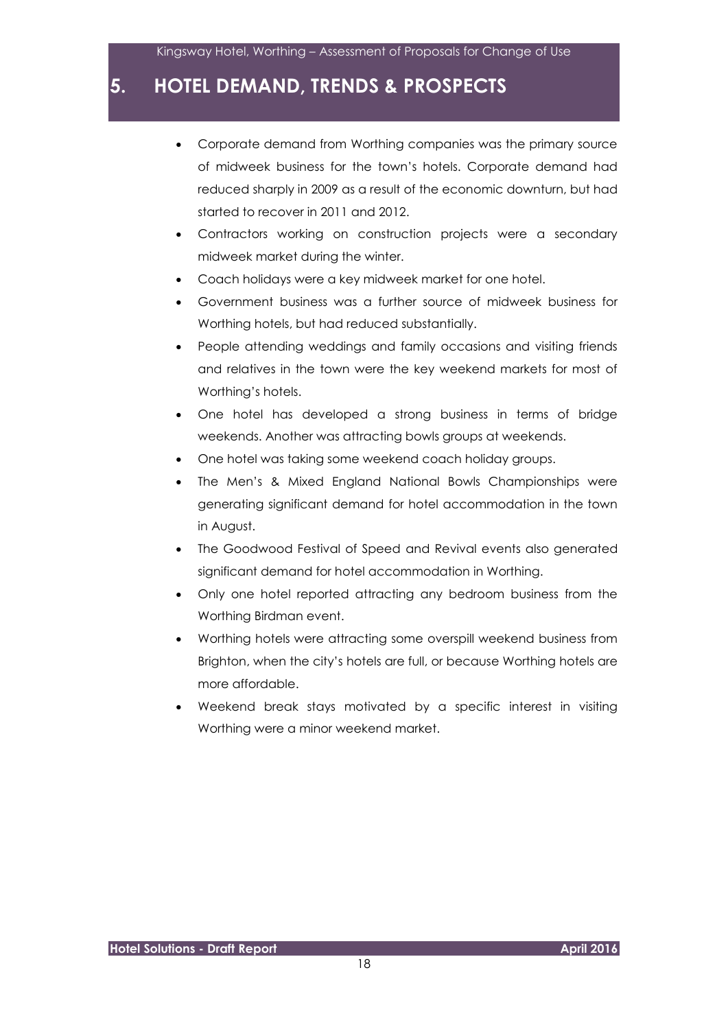# 5. HOTEL DEMAND, TRENDS & PROSPECTS

- Corporate demand from Worthing companies was the primary source of midweek business for the town's hotels. Corporate demand had reduced sharply in 2009 as a result of the economic downturn, but had started to recover in 2011 and 2012.
- Contractors working on construction projects were a secondary midweek market during the winter.
- Coach holidays were a key midweek market for one hotel.
- Government business was a further source of midweek business for Worthing hotels, but had reduced substantially.
- People attending weddings and family occasions and visiting friends and relatives in the town were the key weekend markets for most of Worthing's hotels.
- One hotel has developed a strong business in terms of bridge weekends. Another was attracting bowls groups at weekends.
- One hotel was taking some weekend coach holiday groups.
- The Men's & Mixed England National Bowls Championships were generating significant demand for hotel accommodation in the town in August.
- The Goodwood Festival of Speed and Revival events also generated significant demand for hotel accommodation in Worthing.
- Only one hotel reported attracting any bedroom business from the Worthing Birdman event.
- Worthing hotels were attracting some overspill weekend business from Brighton, when the city's hotels are full, or because Worthing hotels are more affordable.
- Weekend break stays motivated by a specific interest in visiting Worthing were a minor weekend market.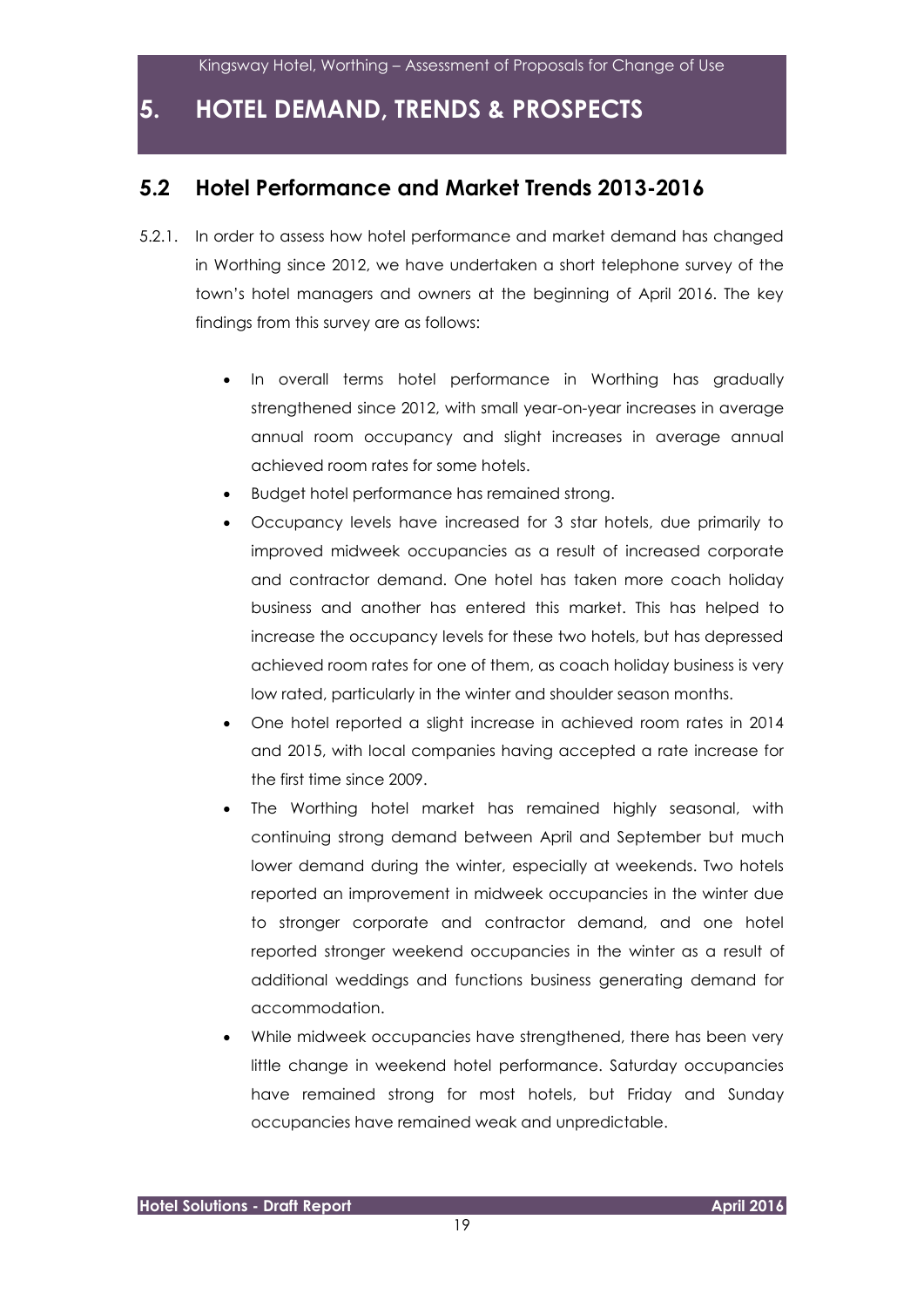# 5. HOTEL DEMAND, TRENDS & PROSPECTS

## 5.2 Hotel Performance and Market Trends 2013-2016

5.2.1. In order to assess how hotel performance and market demand has changed in Worthing since 2012, we have undertaken a short telephone survey of the town's hotel managers and owners at the beginning of April 2016. The key findings from this survey are as follows:

- In overall terms hotel performance in Worthing has gradually strengthened since 2012, with small year-on-year increases in average annual room occupancy and slight increases in average annual achieved room rates for some hotels.
- Budget hotel performance has remained strong.
- Occupancy levels have increased for 3 star hotels, due primarily to improved midweek occupancies as a result of increased corporate and contractor demand. One hotel has taken more coach holiday business and another has entered this market. This has helped to increase the occupancy levels for these two hotels, but has depressed achieved room rates for one of them, as coach holiday business is very low rated, particularly in the winter and shoulder season months.
- One hotel reported a slight increase in achieved room rates in 2014 and 2015, with local companies having accepted a rate increase for the first time since 2009.
- The Worthing hotel market has remained highly seasonal, with continuing strong demand between April and September but much lower demand during the winter, especially at weekends. Two hotels reported an improvement in midweek occupancies in the winter due to stronger corporate and contractor demand, and one hotel reported stronger weekend occupancies in the winter as a result of additional weddings and functions business generating demand for accommodation.
- While midweek occupancies have strengthened, there has been very little change in weekend hotel performance. Saturday occupancies have remained strong for most hotels, but Friday and Sunday occupancies have remained weak and unpredictable.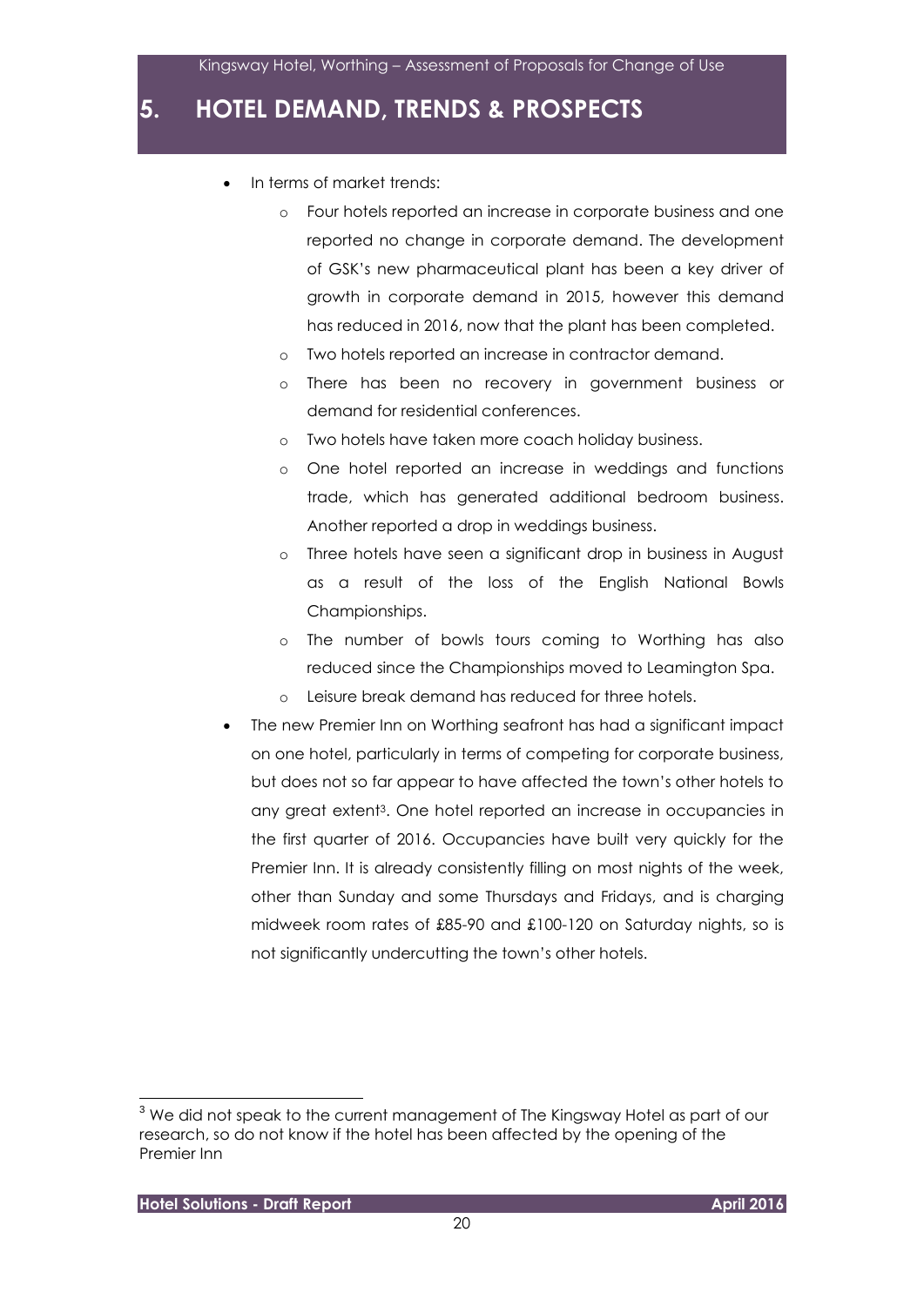# 5. HOTEL DEMAND, TRENDS & PROSPECTS

- In terms of market trends:
  - Four hotels reported an increase in corporate business and one reported no change in corporate demand. The development of GSK's new pharmaceutical plant has been a key driver of growth in corporate demand in 2015, however this demand has reduced in 2016, now that the plant has been completed.
  - Two hotels reported an increase in contractor demand.
  - There has been no recovery in government business or demand for residential conferences.
  - Two hotels have taken more coach holiday business.
  - One hotel reported an increase in weddings and functions trade, which has generated additional bedroom business. Another reported a drop in weddings business.
  - Three hotels have seen a significant drop in business in August as a result of the loss of the English National Bowls Championships.
  - The number of bowls tours coming to Worthing has also reduced since the Championships moved to Leamington Spa.
  - Leisure break demand has reduced for three hotels.
- The new Premier Inn on Worthing seafront has had a significant impact on one hotel, particularly in terms of competing for corporate business, but does not so far appear to have affected the town's other hotels to any great extent[3]. One hotel reported an increase in occupancies in the first quarter of 2016. Occupancies have built very quickly for the Premier Inn. It is already consistently filling on most nights of the week, other than Sunday and some Thursdays and Fridays, and is charging midweek room rates of £85-90 and £100-120 on Saturday nights, so is not significantly undercutting the town's other hotels.

[3] We did not speak to the current management of The Kingsway Hotel as part of our research, so do not know if the hotel has been affected by the opening of the Premier Inn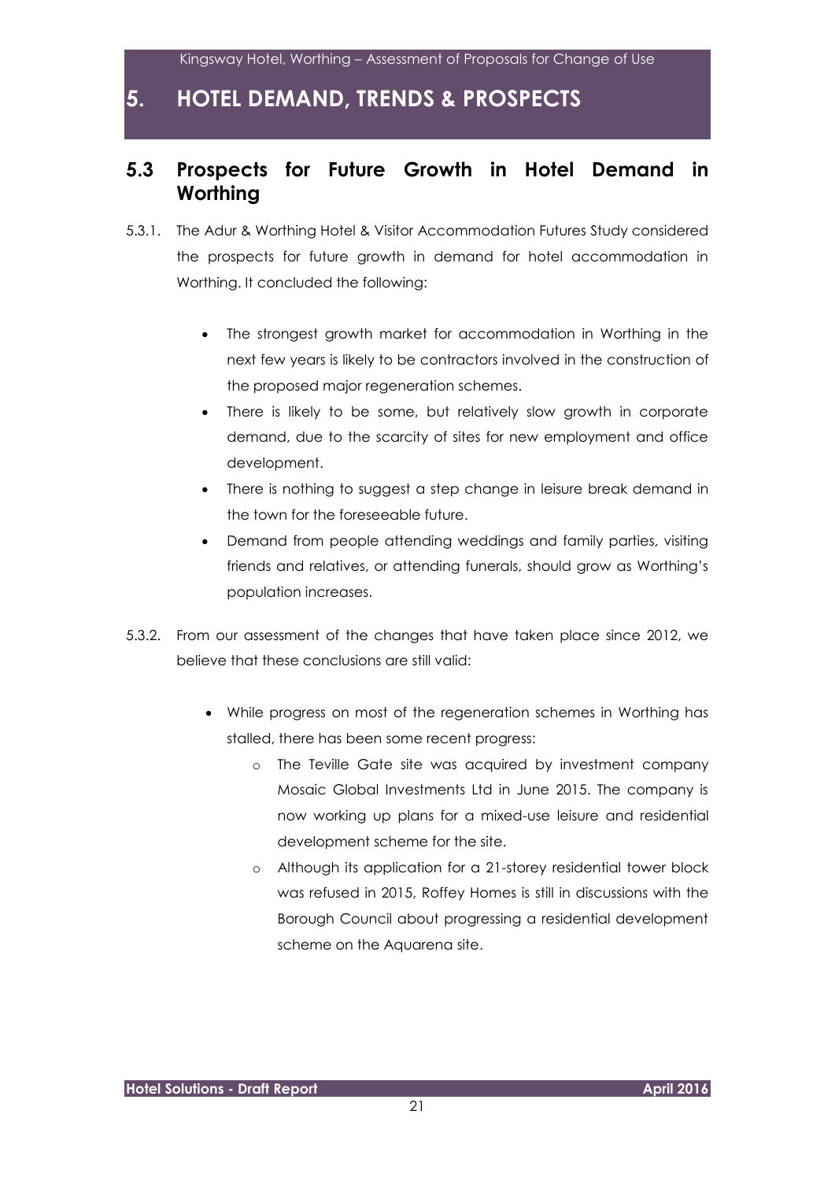# 5. HOTEL DEMAND, TRENDS & PROSPECTS

## 5.3 Prospects for Future Growth in Hotel Demand in Worthing

5.3.1. The Adur & Worthing Hotel & Visitor Accommodation Futures Study considered the prospects for future growth in demand for hotel accommodation in Worthing. It concluded the following:

- The strongest growth market for accommodation in Worthing in the next few years is likely to be contractors involved in the construction of the proposed major regeneration schemes.
- There is likely to be some, but relatively slow growth in corporate demand, due to the scarcity of sites for new employment and office development.
- There is nothing to suggest a step change in leisure break demand in the town for the foreseeable future.
- Demand from people attending weddings and family parties, visiting friends and relatives, or attending funerals, should grow as Worthing's population increases.

5.3.2. From our assessment of the changes that have taken place since 2012, we believe that these conclusions are still valid:

- While progress on most of the regeneration schemes in Worthing has stalled, there has been some recent progress:
    - The Teville Gate site was acquired by investment company Mosaic Global Investments Ltd in June 2015. The company is now working up plans for a mixed-use leisure and residential development scheme for the site.
    - Although its application for a 21-storey residential tower block was refused in 2015, Roffey Homes is still in discussions with the Borough Council about progressing a residential development scheme on the Aquarena site.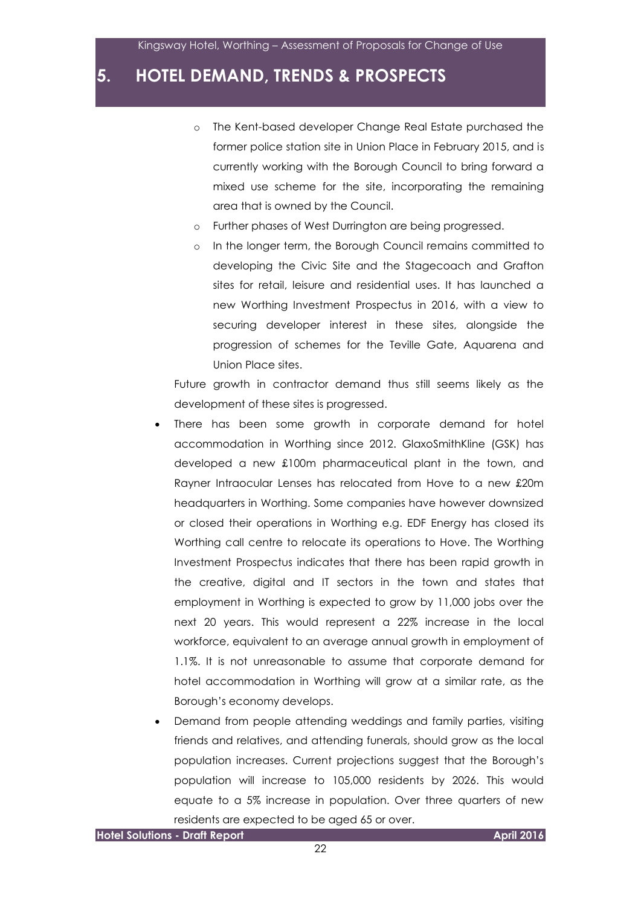# 5. HOTEL DEMAND, TRENDS & PROSPECTS

  - The Kent-based developer Change Real Estate purchased the former police station site in Union Place in February 2015, and is currently working with the Borough Council to bring forward a mixed use scheme for the site, incorporating the remaining area that is owned by the Council.
  - Further phases of West Durrington are being progressed.
  - In the longer term, the Borough Council remains committed to developing the Civic Site and the Stagecoach and Grafton sites for retail, leisure and residential uses. It has launched a new Worthing Investment Prospectus in 2016, with a view to securing developer interest in these sites, alongside the progression of schemes for the Teville Gate, Aquarena and Union Place sites.

  Future growth in contractor demand thus still seems likely as the development of these sites is progressed.

- There has been some growth in corporate demand for hotel accommodation in Worthing since 2012. GlaxoSmithKline (GSK) has developed a new £100m pharmaceutical plant in the town, and Rayner Intraocular Lenses has relocated from Hove to a new £20m headquarters in Worthing. Some companies have however downsized or closed their operations in Worthing e.g. EDF Energy has closed its Worthing call centre to relocate its operations to Hove. The Worthing Investment Prospectus indicates that there has been rapid growth in the creative, digital and IT sectors in the town and states that employment in Worthing is expected to grow by 11,000 jobs over the next 20 years. This would represent a 22% increase in the local workforce, equivalent to an average annual growth in employment of 1.1%. It is not unreasonable to assume that corporate demand for hotel accommodation in Worthing will grow at a similar rate, as the Borough's economy develops.
- Demand from people attending weddings and family parties, visiting friends and relatives, and attending funerals, should grow as the local population increases. Current projections suggest that the Borough's population will increase to 105,000 residents by 2026. This would equate to a 5% increase in population. Over three quarters of new residents are expected to be aged 65 or over.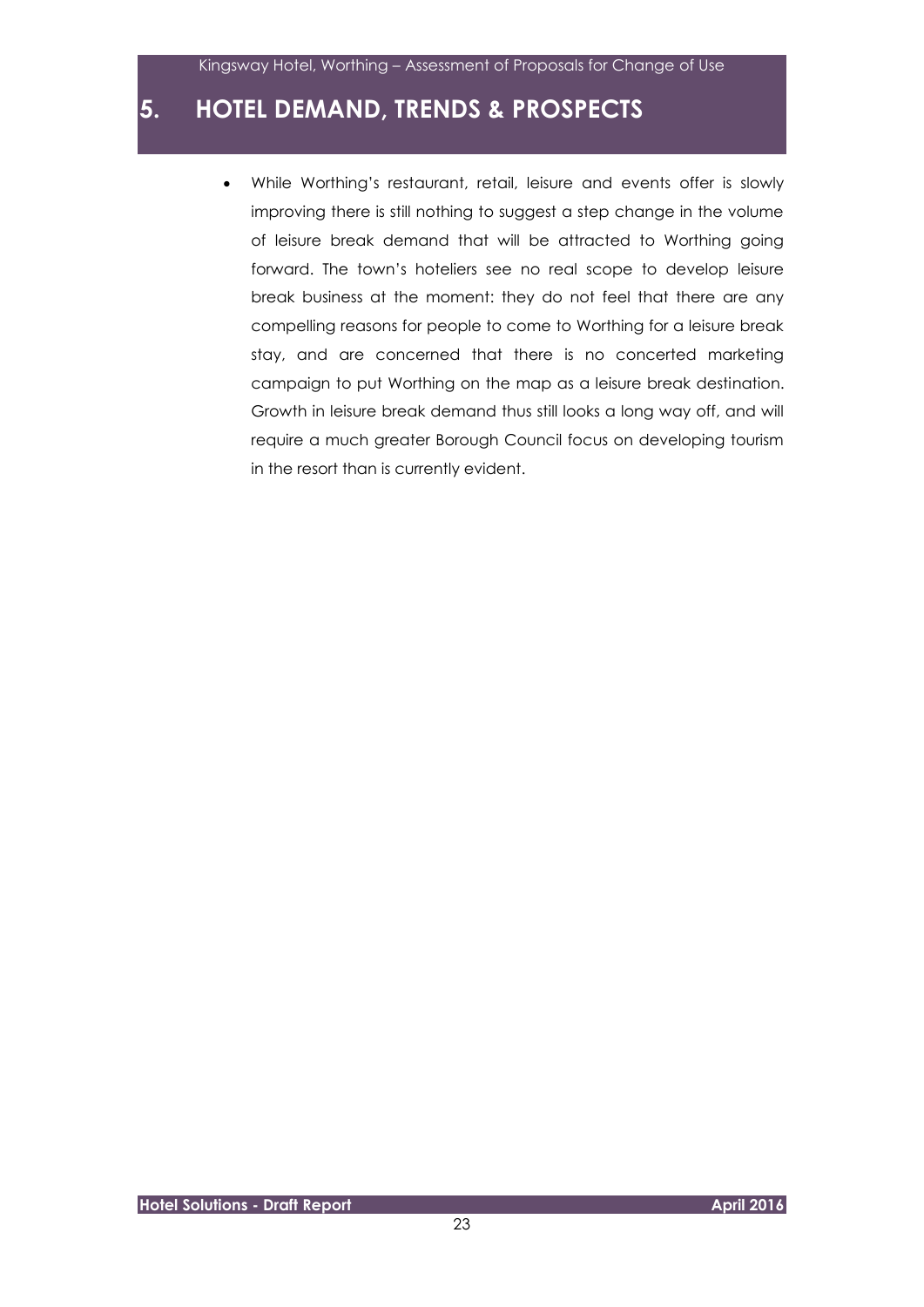# 5. HOTEL DEMAND, TRENDS & PROSPECTS

- While Worthing's restaurant, retail, leisure and events offer is slowly improving there is still nothing to suggest a step change in the volume of leisure break demand that will be attracted to Worthing going forward. The town's hoteliers see no real scope to develop leisure break business at the moment: they do not feel that there are any compelling reasons for people to come to Worthing for a leisure break stay, and are concerned that there is no concerted marketing campaign to put Worthing on the map as a leisure break destination. Growth in leisure break demand thus still looks a long way off, and will require a much greater Borough Council focus on developing tourism in the resort than is currently evident.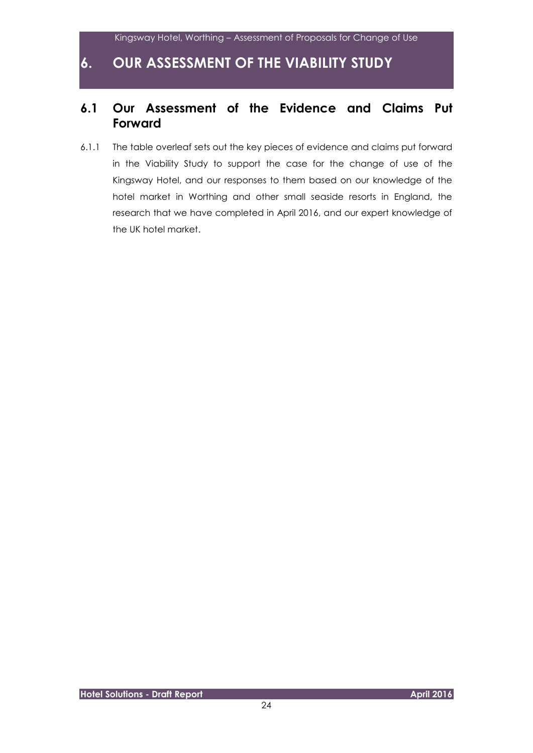# 6. OUR ASSESSMENT OF THE VIABILITY STUDY

## 6.1 Our Assessment of the Evidence and Claims Put Forward

6.1.1 The table overleaf sets out the key pieces of evidence and claims put forward in the Viability Study to support the case for the change of use of the Kingsway Hotel, and our responses to them based on our knowledge of the hotel market in Worthing and other small seaside resorts in England, the research that we have completed in April 2016, and our expert knowledge of the UK hotel market.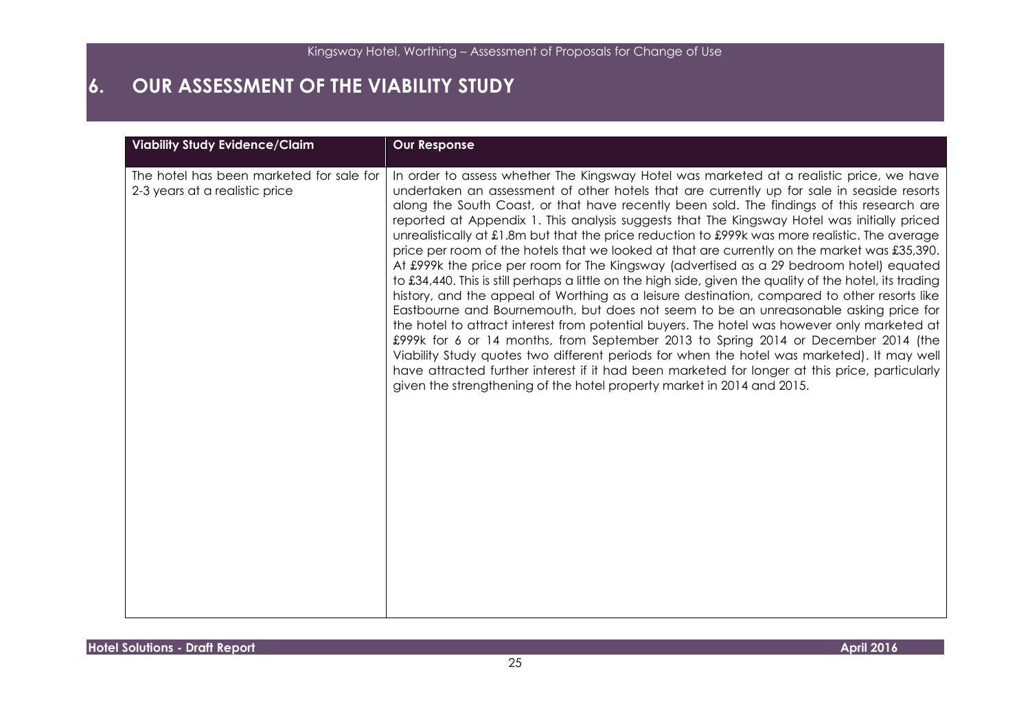## 6. OUR ASSESSMENT OF THE VIABILITY STUDY

| Viability Study Evidence/Claim | Our Response |
|---|---|
| The hotel has been marketed for sale for 2-3 years at a realistic price | In order to assess whether The Kingsway Hotel was marketed at a realistic price, we have undertaken an assessment of other hotels that are currently up for sale in seaside resorts along the South Coast, or that have recently been sold. The findings of this research are reported at Appendix 1. This analysis suggests that The Kingsway Hotel was initially priced unrealistically at £1.8m but that the price reduction to £999k was more realistic. The average price per room of the hotels that we looked at that are currently on the market was £35,390. At £999k the price per room for The Kingsway (advertised as a 29 bedroom hotel) equated to £34,440. This is still perhaps a little on the high side, given the quality of the hotel, its trading history, and the appeal of Worthing as a leisure destination, compared to other resorts like Eastbourne and Bournemouth, but does not seem to be an unreasonable asking price for the hotel to attract interest from potential buyers. The hotel was however only marketed at £999k for 6 or 14 months, from September 2013 to Spring 2014 or December 2014 (the Viability Study quotes two different periods for when the hotel was marketed). It may well have attracted further interest if it had been marketed for longer at this price, particularly given the strengthening of the hotel property market in 2014 and 2015. |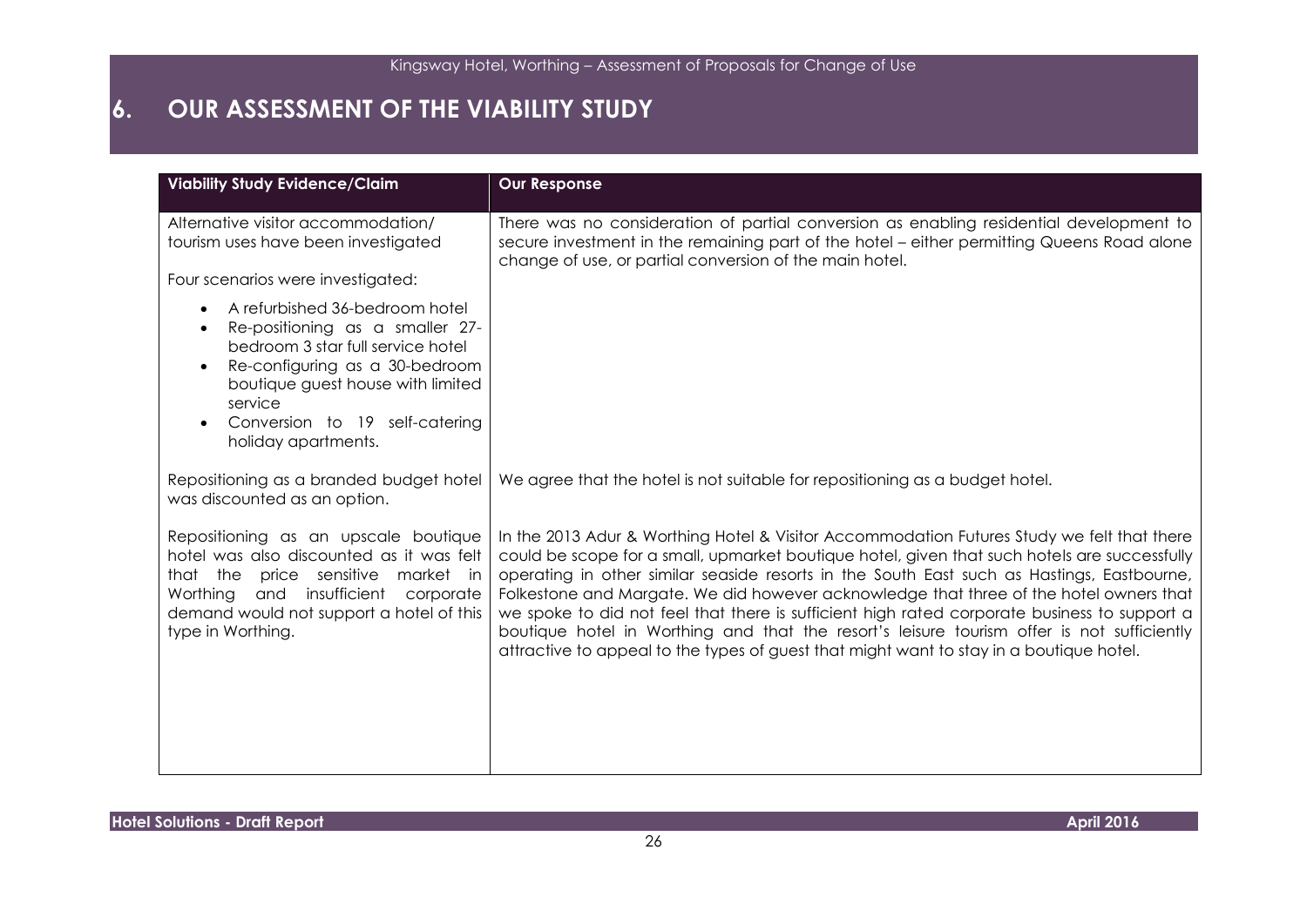# 6. OUR ASSESSMENT OF THE VIABILITY STUDY

| Viability Study Evidence/Claim | Our Response |
|---|---|
| Alternative visitor accommodation/ tourism uses have been investigated<br><br>Four scenarios were investigated:<br><br>• A refurbished 36-bedroom hotel<br>• Re-positioning as a smaller 27-bedroom 3 star full service hotel<br>• Re-configuring as a 30-bedroom boutique guest house with limited service<br>• Conversion to 19 self-catering holiday apartments. | There was no consideration of partial conversion as enabling residential development to secure investment in the remaining part of the hotel – either permitting Queens Road alone change of use, or partial conversion of the main hotel. |
| Repositioning as a branded budget hotel was discounted as an option. | We agree that the hotel is not suitable for repositioning as a budget hotel. |
| Repositioning as an upscale boutique hotel was also discounted as it was felt that the price sensitive market in Worthing and insufficient corporate demand would not support a hotel of this type in Worthing. | In the 2013 Adur & Worthing Hotel & Visitor Accommodation Futures Study we felt that there could be scope for a small, upmarket boutique hotel, given that such hotels are successfully operating in other similar seaside resorts in the South East such as Hastings, Eastbourne, Folkestone and Margate. We did however acknowledge that three of the hotel owners that we spoke to did not feel that there is sufficient high rated corporate business to support a boutique hotel in Worthing and that the resort's leisure tourism offer is not sufficiently attractive to appeal to the types of guest that might want to stay in a boutique hotel. |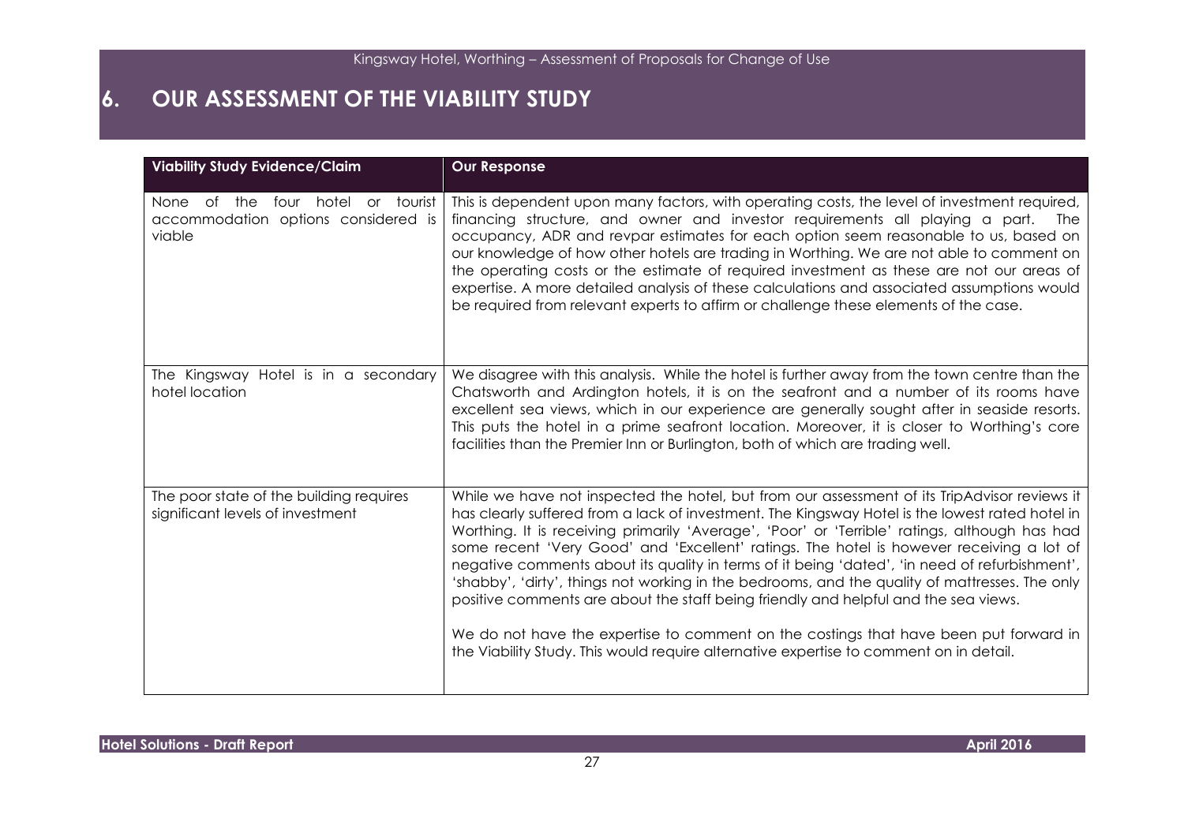# 6. OUR ASSESSMENT OF THE VIABILITY STUDY

| Viability Study Evidence/Claim | Our Response |
|---|---|
| None of the four hotel or tourist accommodation options considered is viable | This is dependent upon many factors, with operating costs, the level of investment required, financing structure, and owner and investor requirements all playing a part. The occupancy, ADR and revpar estimates for each option seem reasonable to us, based on our knowledge of how other hotels are trading in Worthing. We are not able to comment on the operating costs or the estimate of required investment as these are not our areas of expertise. A more detailed analysis of these calculations and associated assumptions would be required from relevant experts to affirm or challenge these elements of the case. |
| The Kingsway Hotel is in a secondary hotel location | We disagree with this analysis. While the hotel is further away from the town centre than the Chatsworth and Ardington hotels, it is on the seafront and a number of its rooms have excellent sea views, which in our experience are generally sought after in seaside resorts. This puts the hotel in a prime seafront location. Moreover, it is closer to Worthing's core facilities than the Premier Inn or Burlington, both of which are trading well. |
| The poor state of the building requires significant levels of investment | While we have not inspected the hotel, but from our assessment of its TripAdvisor reviews it has clearly suffered from a lack of investment. The Kingsway Hotel is the lowest rated hotel in Worthing. It is receiving primarily 'Average', 'Poor' or 'Terrible' ratings, although has had some recent 'Very Good' and 'Excellent' ratings. The hotel is however receiving a lot of negative comments about its quality in terms of it being 'dated', 'in need of refurbishment', 'shabby', 'dirty', things not working in the bedrooms, and the quality of mattresses. The only positive comments are about the staff being friendly and helpful and the sea views.<br><br>We do not have the expertise to comment on the costings that have been put forward in the Viability Study. This would require alternative expertise to comment on in detail. |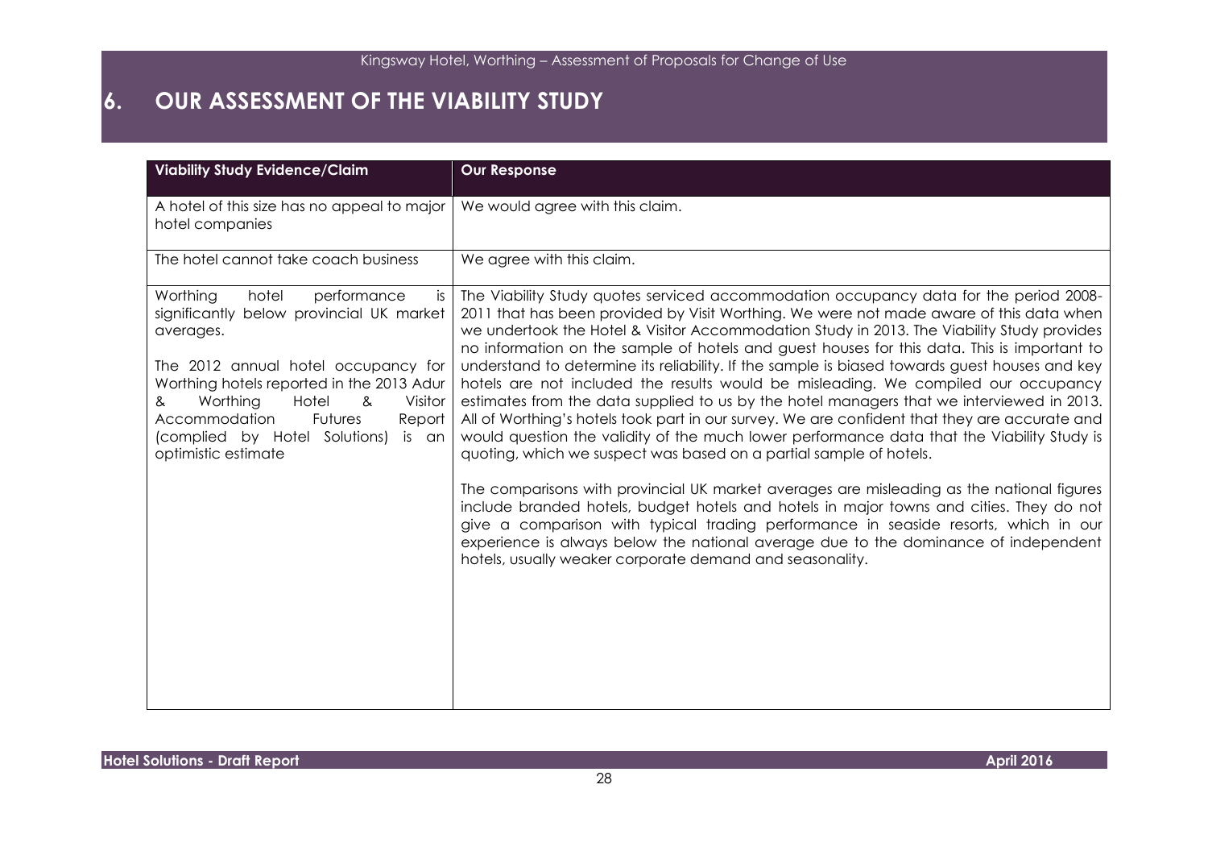# 6. OUR ASSESSMENT OF THE VIABILITY STUDY

| Viability Study Evidence/Claim | Our Response |
| --- | --- |
| A hotel of this size has no appeal to major hotel companies | We would agree with this claim. |
| The hotel cannot take coach business | We agree with this claim. |
| Worthing hotel performance is significantly below provincial UK market averages.<br><br>The 2012 annual hotel occupancy for Worthing hotels reported in the 2013 Adur & Worthing Hotel & Visitor Accommodation Futures Report (complied by Hotel Solutions) is an optimistic estimate | The Viability Study quotes serviced accommodation occupancy data for the period 2008-2011 that has been provided by Visit Worthing. We were not made aware of this data when we undertook the Hotel & Visitor Accommodation Study in 2013. The Viability Study provides no information on the sample of hotels and guest houses for this data. This is important to understand to determine its reliability. If the sample is biased towards guest houses and key hotels are not included the results would be misleading. We compiled our occupancy estimates from the data supplied to us by the hotel managers that we interviewed in 2013. All of Worthing's hotels took part in our survey. We are confident that they are accurate and would question the validity of the much lower performance data that the Viability Study is quoting, which we suspect was based on a partial sample of hotels.<br><br>The comparisons with provincial UK market averages are misleading as the national figures include branded hotels, budget hotels and hotels in major towns and cities. They do not give a comparison with typical trading performance in seaside resorts, which in our experience is always below the national average due to the dominance of independent hotels, usually weaker corporate demand and seasonality. |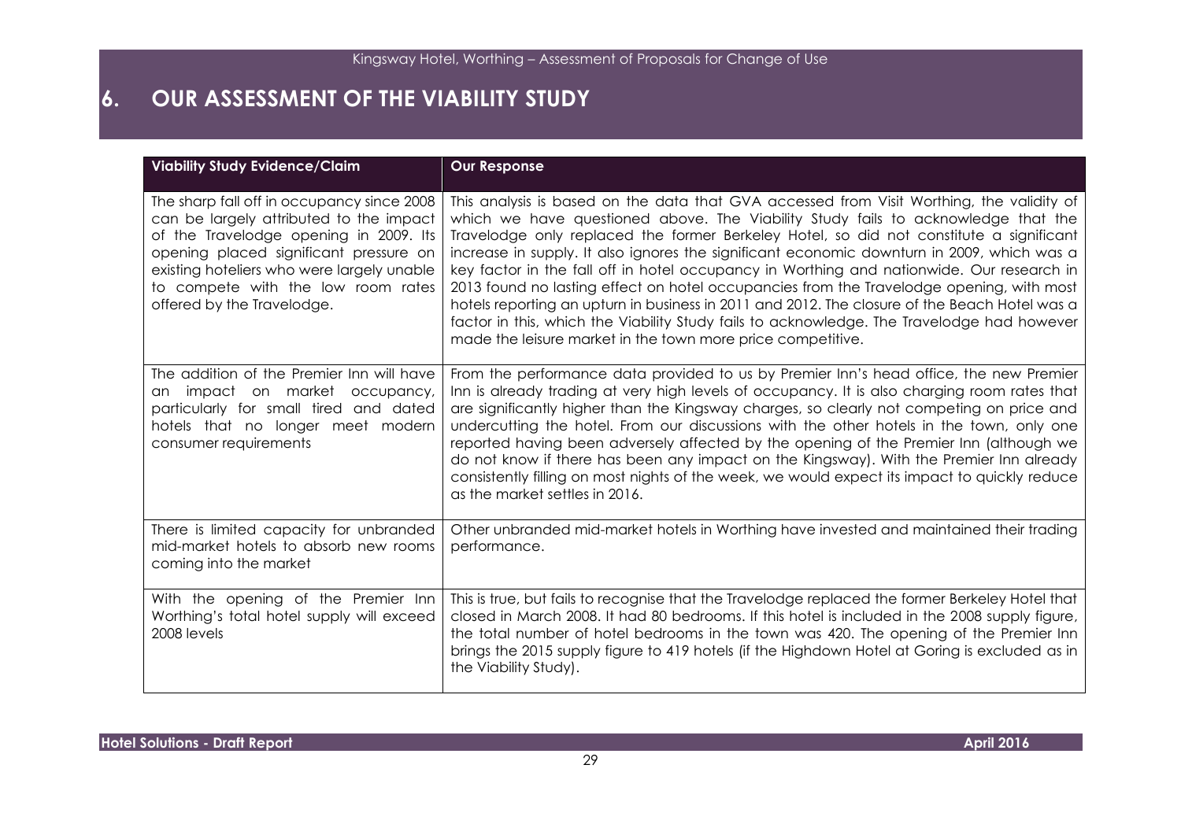# 6. OUR ASSESSMENT OF THE VIABILITY STUDY

| Viability Study Evidence/Claim | Our Response |
|---|---|
| The sharp fall off in occupancy since 2008 can be largely attributed to the impact of the Travelodge opening in 2009. Its opening placed significant pressure on existing hoteliers who were largely unable to compete with the low room rates offered by the Travelodge. | This analysis is based on the data that GVA accessed from Visit Worthing, the validity of which we have questioned above. The Viability Study fails to acknowledge that the Travelodge only replaced the former Berkeley Hotel, so did not constitute a significant increase in supply. It also ignores the significant economic downturn in 2009, which was a key factor in the fall off in hotel occupancy in Worthing and nationwide. Our research in 2013 found no lasting effect on hotel occupancies from the Travelodge opening, with most hotels reporting an upturn in business in 2011 and 2012. The closure of the Beach Hotel was a factor in this, which the Viability Study fails to acknowledge. The Travelodge had however made the leisure market in the town more price competitive. |
| The addition of the Premier Inn will have an impact on market occupancy, particularly for small tired and dated hotels that no longer meet modern consumer requirements | From the performance data provided to us by Premier Inn's head office, the new Premier Inn is already trading at very high levels of occupancy. It is also charging room rates that are significantly higher than the Kingsway charges, so clearly not competing on price and undercutting the hotel. From our discussions with the other hotels in the town, only one reported having been adversely affected by the opening of the Premier Inn (although we do not know if there has been any impact on the Kingsway). With the Premier Inn already consistently filling on most nights of the week, we would expect its impact to quickly reduce as the market settles in 2016. |
| There is limited capacity for unbranded mid-market hotels to absorb new rooms coming into the market | Other unbranded mid-market hotels in Worthing have invested and maintained their trading performance. |
| With the opening of the Premier Inn Worthing's total hotel supply will exceed 2008 levels | This is true, but fails to recognise that the Travelodge replaced the former Berkeley Hotel that closed in March 2008. It had 80 bedrooms. If this hotel is included in the 2008 supply figure, the total number of hotel bedrooms in the town was 420. The opening of the Premier Inn brings the 2015 supply figure to 419 hotels (if the Highdown Hotel at Goring is excluded as in the Viability Study). |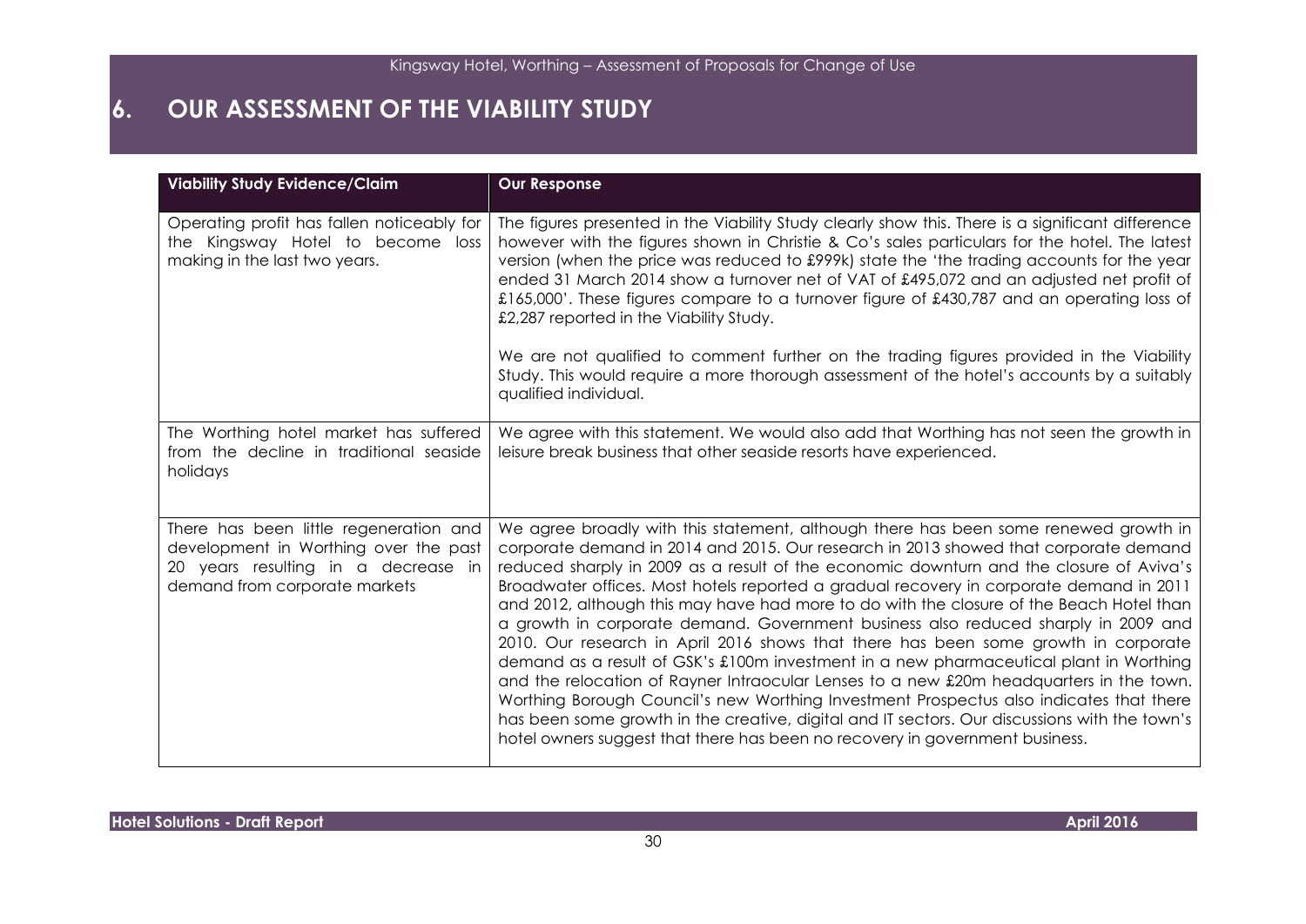# 6. OUR ASSESSMENT OF THE VIABILITY STUDY

| Viability Study Evidence/Claim | Our Response |
| --- | --- |
| Operating profit has fallen noticeably for the Kingsway Hotel to become loss making in the last two years. | The figures presented in the Viability Study clearly show this. There is a significant difference however with the figures shown in Christie & Co's sales particulars for the hotel. The latest version (when the price was reduced to £999k) state the 'the trading accounts for the year ended 31 March 2014 show a turnover net of VAT of £495,072 and an adjusted net profit of £165,000'. These figures compare to a turnover figure of £430,787 and an operating loss of £2,287 reported in the Viability Study.<br><br>We are not qualified to comment further on the trading figures provided in the Viability Study. This would require a more thorough assessment of the hotel's accounts by a suitably qualified individual. |
| The Worthing hotel market has suffered from the decline in traditional seaside holidays | We agree with this statement. We would also add that Worthing has not seen the growth in leisure break business that other seaside resorts have experienced. |
| There has been little regeneration and development in Worthing over the past 20 years resulting in a decrease in demand from corporate markets | We agree broadly with this statement, although there has been some renewed growth in corporate demand in 2014 and 2015. Our research in 2013 showed that corporate demand reduced sharply in 2009 as a result of the economic downturn and the closure of Aviva's Broadwater offices. Most hotels reported a gradual recovery in corporate demand in 2011 and 2012, although this may have had more to do with the closure of the Beach Hotel than a growth in corporate demand. Government business also reduced sharply in 2009 and 2010. Our research in April 2016 shows that there has been some growth in corporate demand as a result of GSK's £100m investment in a new pharmaceutical plant in Worthing and the relocation of Rayner Intraocular Lenses to a new £20m headquarters in the town. Worthing Borough Council's new Worthing Investment Prospectus also indicates that there has been some growth in the creative, digital and IT sectors. Our discussions with the town's hotel owners suggest that there has been no recovery in government business. |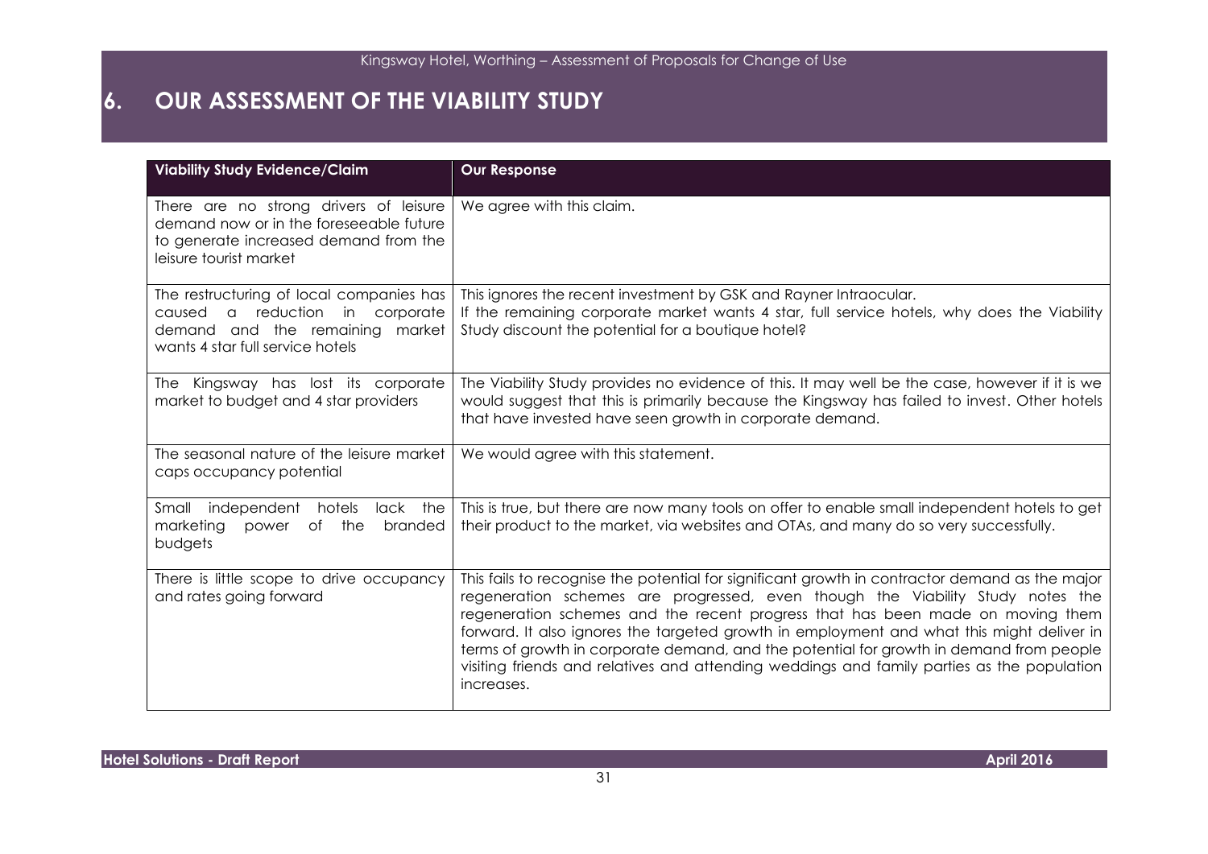# 6. OUR ASSESSMENT OF THE VIABILITY STUDY

| Viability Study Evidence/Claim | Our Response |
|---|---|
| There are no strong drivers of leisure demand now or in the foreseeable future to generate increased demand from the leisure tourist market | We agree with this claim. |
| The restructuring of local companies has caused a reduction in corporate demand and the remaining market wants 4 star full service hotels | This ignores the recent investment by GSK and Rayner Intraocular.<br>If the remaining corporate market wants 4 star, full service hotels, why does the Viability Study discount the potential for a boutique hotel? |
| The Kingsway has lost its corporate market to budget and 4 star providers | The Viability Study provides no evidence of this. It may well be the case, however if it is we would suggest that this is primarily because the Kingsway has failed to invest. Other hotels that have invested have seen growth in corporate demand. |
| The seasonal nature of the leisure market caps occupancy potential | We would agree with this statement. |
| Small independent hotels lack the marketing power of the branded budgets | This is true, but there are now many tools on offer to enable small independent hotels to get their product to the market, via websites and OTAs, and many do so very successfully. |
| There is little scope to drive occupancy and rates going forward | This fails to recognise the potential for significant growth in contractor demand as the major regeneration schemes are progressed, even though the Viability Study notes the regeneration schemes and the recent progress that has been made on moving them forward. It also ignores the targeted growth in employment and what this might deliver in terms of growth in corporate demand, and the potential for growth in demand from people visiting friends and relatives and attending weddings and family parties as the population increases. |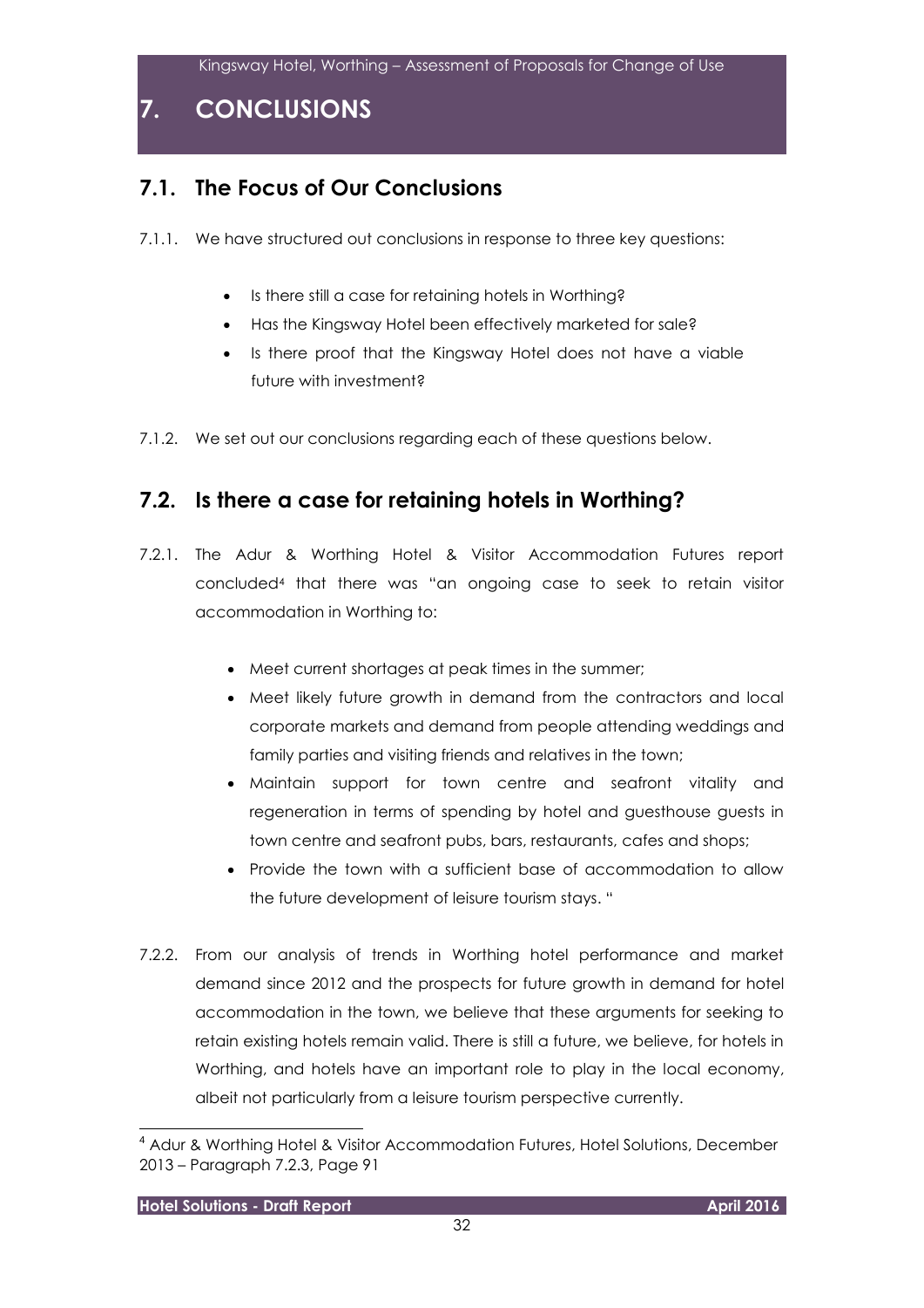# 7. CONCLUSIONS

## 7.1. The Focus of Our Conclusions

7.1.1. We have structured out conclusions in response to three key questions:

- Is there still a case for retaining hotels in Worthing?
- Has the Kingsway Hotel been effectively marketed for sale?
- Is there proof that the Kingsway Hotel does not have a viable future with investment?

7.1.2. We set out our conclusions regarding each of these questions below.

## 7.2. Is there a case for retaining hotels in Worthing?

7.2.1. The Adur & Worthing Hotel & Visitor Accommodation Futures report concluded[4] that there was "an ongoing case to seek to retain visitor accommodation in Worthing to:

- Meet current shortages at peak times in the summer;
- Meet likely future growth in demand from the contractors and local corporate markets and demand from people attending weddings and family parties and visiting friends and relatives in the town;
- Maintain support for town centre and seafront vitality and regeneration in terms of spending by hotel and guesthouse guests in town centre and seafront pubs, bars, restaurants, cafes and shops;
- Provide the town with a sufficient base of accommodation to allow the future development of leisure tourism stays. "

7.2.2. From our analysis of trends in Worthing hotel performance and market demand since 2012 and the prospects for future growth in demand for hotel accommodation in the town, we believe that these arguments for seeking to retain existing hotels remain valid. There is still a future, we believe, for hotels in Worthing, and hotels have an important role to play in the local economy, albeit not particularly from a leisure tourism perspective currently.

[4] Adur & Worthing Hotel & Visitor Accommodation Futures, Hotel Solutions, December 2013 – Paragraph 7.2.3, Page 91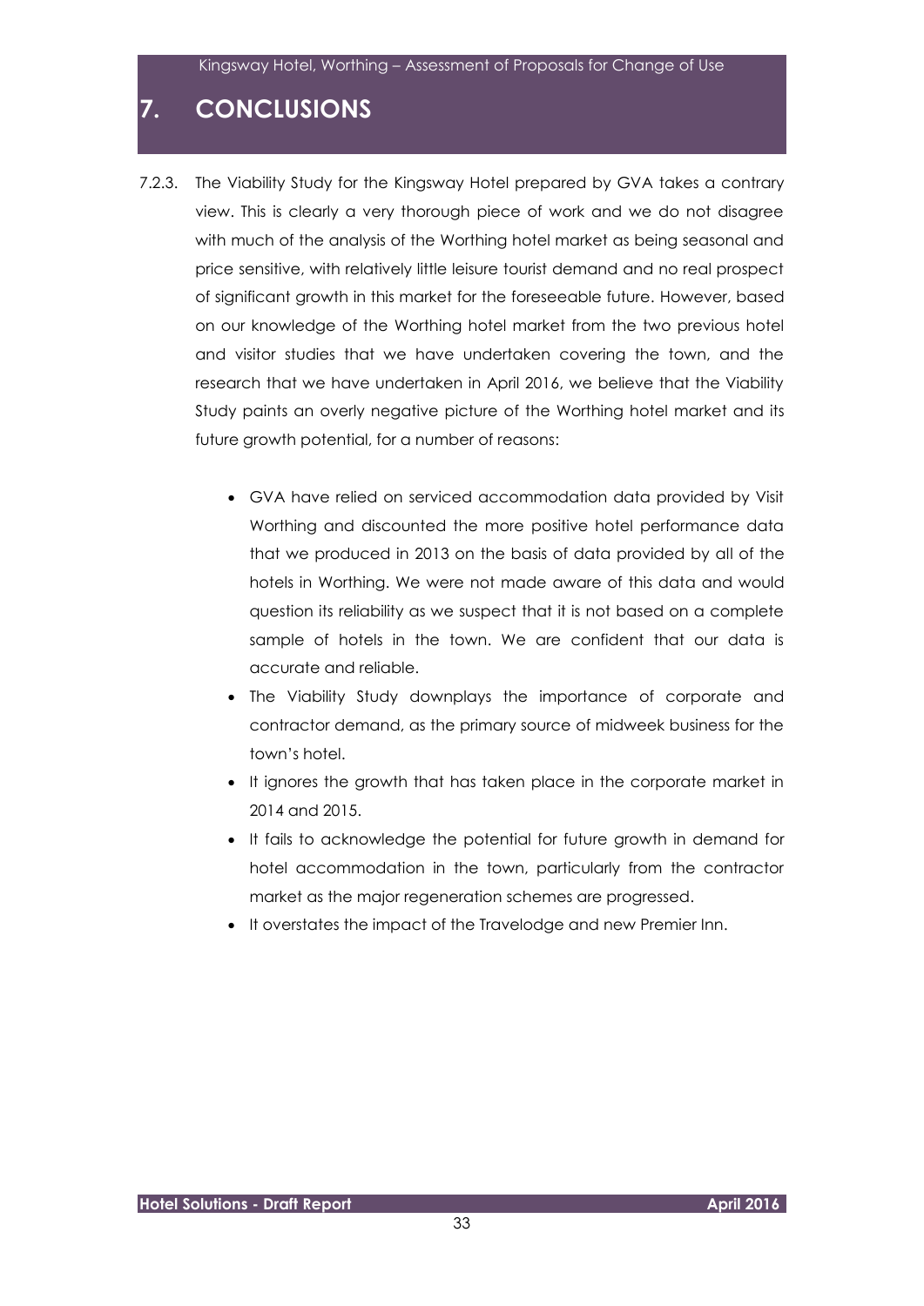# 7. CONCLUSIONS

7.2.3. The Viability Study for the Kingsway Hotel prepared by GVA takes a contrary view. This is clearly a very thorough piece of work and we do not disagree with much of the analysis of the Worthing hotel market as being seasonal and price sensitive, with relatively little leisure tourist demand and no real prospect of significant growth in this market for the foreseeable future. However, based on our knowledge of the Worthing hotel market from the two previous hotel and visitor studies that we have undertaken covering the town, and the research that we have undertaken in April 2016, we believe that the Viability Study paints an overly negative picture of the Worthing hotel market and its future growth potential, for a number of reasons:

- GVA have relied on serviced accommodation data provided by Visit Worthing and discounted the more positive hotel performance data that we produced in 2013 on the basis of data provided by all of the hotels in Worthing. We were not made aware of this data and would question its reliability as we suspect that it is not based on a complete sample of hotels in the town. We are confident that our data is accurate and reliable.
- The Viability Study downplays the importance of corporate and contractor demand, as the primary source of midweek business for the town's hotel.
- It ignores the growth that has taken place in the corporate market in 2014 and 2015.
- It fails to acknowledge the potential for future growth in demand for hotel accommodation in the town, particularly from the contractor market as the major regeneration schemes are progressed.
- It overstates the impact of the Travelodge and new Premier Inn.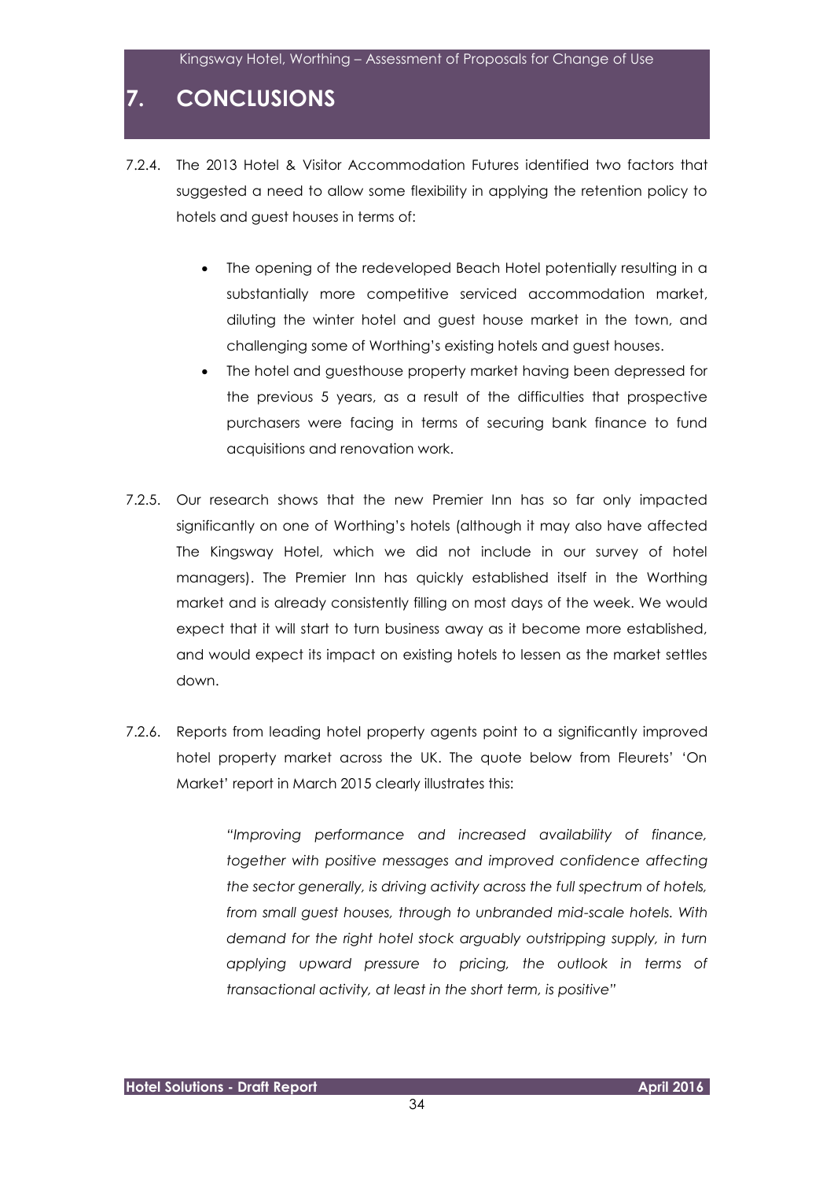# 7. CONCLUSIONS

7.2.4. The 2013 Hotel & Visitor Accommodation Futures identified two factors that suggested a need to allow some flexibility in applying the retention policy to hotels and guest houses in terms of:

- The opening of the redeveloped Beach Hotel potentially resulting in a substantially more competitive serviced accommodation market, diluting the winter hotel and guest house market in the town, and challenging some of Worthing's existing hotels and guest houses.
- The hotel and guesthouse property market having been depressed for the previous 5 years, as a result of the difficulties that prospective purchasers were facing in terms of securing bank finance to fund acquisitions and renovation work.

7.2.5. Our research shows that the new Premier Inn has so far only impacted significantly on one of Worthing's hotels (although it may also have affected The Kingsway Hotel, which we did not include in our survey of hotel managers). The Premier Inn has quickly established itself in the Worthing market and is already consistently filling on most days of the week. We would expect that it will start to turn business away as it become more established, and would expect its impact on existing hotels to lessen as the market settles down.

7.2.6. Reports from leading hotel property agents point to a significantly improved hotel property market across the UK. The quote below from Fleurets' 'On Market' report in March 2015 clearly illustrates this:

> *"Improving performance and increased availability of finance, together with positive messages and improved confidence affecting the sector generally, is driving activity across the full spectrum of hotels, from small guest houses, through to unbranded mid-scale hotels. With demand for the right hotel stock arguably outstripping supply, in turn applying upward pressure to pricing, the outlook in terms of transactional activity, at least in the short term, is positive"*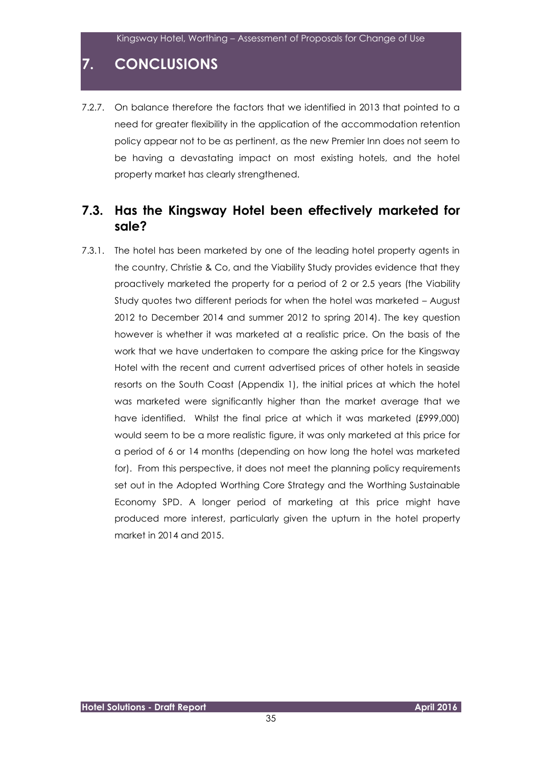# 7. CONCLUSIONS

7.2.7. On balance therefore the factors that we identified in 2013 that pointed to a need for greater flexibility in the application of the accommodation retention policy appear not to be as pertinent, as the new Premier Inn does not seem to be having a devastating impact on most existing hotels, and the hotel property market has clearly strengthened.

## 7.3. Has the Kingsway Hotel been effectively marketed for sale?

7.3.1. The hotel has been marketed by one of the leading hotel property agents in the country, Christie & Co, and the Viability Study provides evidence that they proactively marketed the property for a period of 2 or 2.5 years (the Viability Study quotes two different periods for when the hotel was marketed – August 2012 to December 2014 and summer 2012 to spring 2014). The key question however is whether it was marketed at a realistic price. On the basis of the work that we have undertaken to compare the asking price for the Kingsway Hotel with the recent and current advertised prices of other hotels in seaside resorts on the South Coast (Appendix 1), the initial prices at which the hotel was marketed were significantly higher than the market average that we have identified. Whilst the final price at which it was marketed (£999,000) would seem to be a more realistic figure, it was only marketed at this price for a period of 6 or 14 months (depending on how long the hotel was marketed for). From this perspective, it does not meet the planning policy requirements set out in the Adopted Worthing Core Strategy and the Worthing Sustainable Economy SPD. A longer period of marketing at this price might have produced more interest, particularly given the upturn in the hotel property market in 2014 and 2015.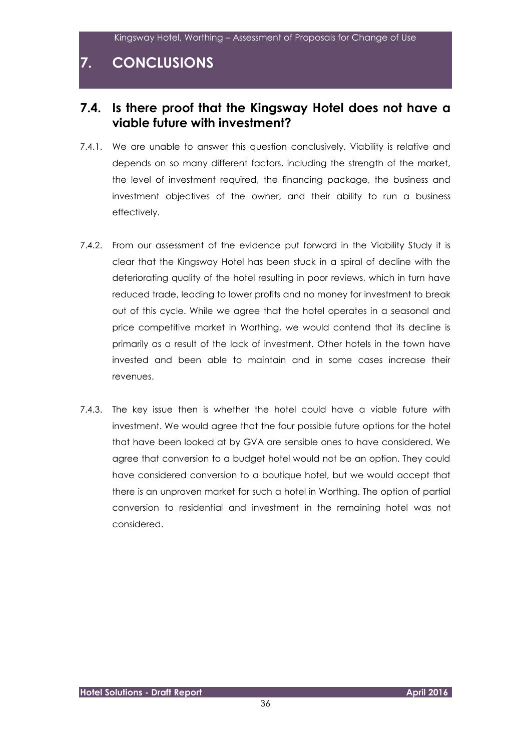# 7. CONCLUSIONS

## 7.4. Is there proof that the Kingsway Hotel does not have a viable future with investment?

7.4.1. We are unable to answer this question conclusively. Viability is relative and depends on so many different factors, including the strength of the market, the level of investment required, the financing package, the business and investment objectives of the owner, and their ability to run a business effectively.

7.4.2. From our assessment of the evidence put forward in the Viability Study it is clear that the Kingsway Hotel has been stuck in a spiral of decline with the deteriorating quality of the hotel resulting in poor reviews, which in turn have reduced trade, leading to lower profits and no money for investment to break out of this cycle. While we agree that the hotel operates in a seasonal and price competitive market in Worthing, we would contend that its decline is primarily as a result of the lack of investment. Other hotels in the town have invested and been able to maintain and in some cases increase their revenues.

7.4.3. The key issue then is whether the hotel could have a viable future with investment. We would agree that the four possible future options for the hotel that have been looked at by GVA are sensible ones to have considered. We agree that conversion to a budget hotel would not be an option. They could have considered conversion to a boutique hotel, but we would accept that there is an unproven market for such a hotel in Worthing. The option of partial conversion to residential and investment in the remaining hotel was not considered.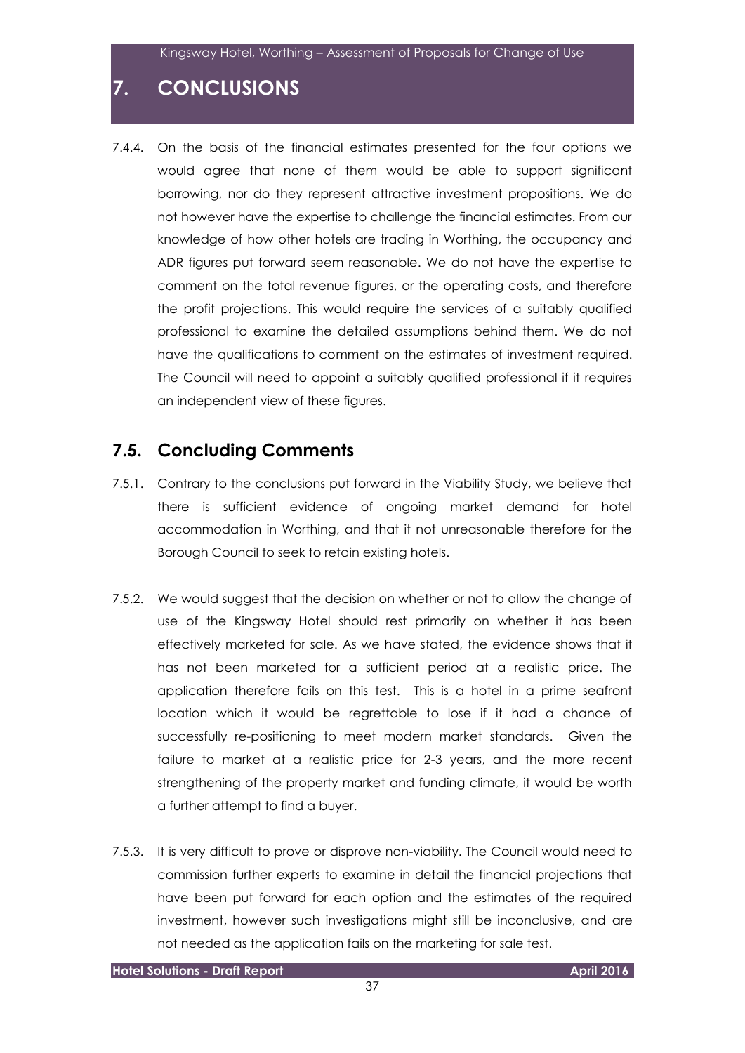# 7. CONCLUSIONS

7.4.4. On the basis of the financial estimates presented for the four options we would agree that none of them would be able to support significant borrowing, nor do they represent attractive investment propositions. We do not however have the expertise to challenge the financial estimates. From our knowledge of how other hotels are trading in Worthing, the occupancy and ADR figures put forward seem reasonable. We do not have the expertise to comment on the total revenue figures, or the operating costs, and therefore the profit projections. This would require the services of a suitably qualified professional to examine the detailed assumptions behind them. We do not have the qualifications to comment on the estimates of investment required. The Council will need to appoint a suitably qualified professional if it requires an independent view of these figures.

## 7.5. Concluding Comments

7.5.1. Contrary to the conclusions put forward in the Viability Study, we believe that there is sufficient evidence of ongoing market demand for hotel accommodation in Worthing, and that it not unreasonable therefore for the Borough Council to seek to retain existing hotels.

7.5.2. We would suggest that the decision on whether or not to allow the change of use of the Kingsway Hotel should rest primarily on whether it has been effectively marketed for sale. As we have stated, the evidence shows that it has not been marketed for a sufficient period at a realistic price. The application therefore fails on this test. This is a hotel in a prime seafront location which it would be regrettable to lose if it had a chance of successfully re-positioning to meet modern market standards. Given the failure to market at a realistic price for 2-3 years, and the more recent strengthening of the property market and funding climate, it would be worth a further attempt to find a buyer.

7.5.3. It is very difficult to prove or disprove non-viability. The Council would need to commission further experts to examine in detail the financial projections that have been put forward for each option and the estimates of the required investment, however such investigations might still be inconclusive, and are not needed as the application fails on the marketing for sale test.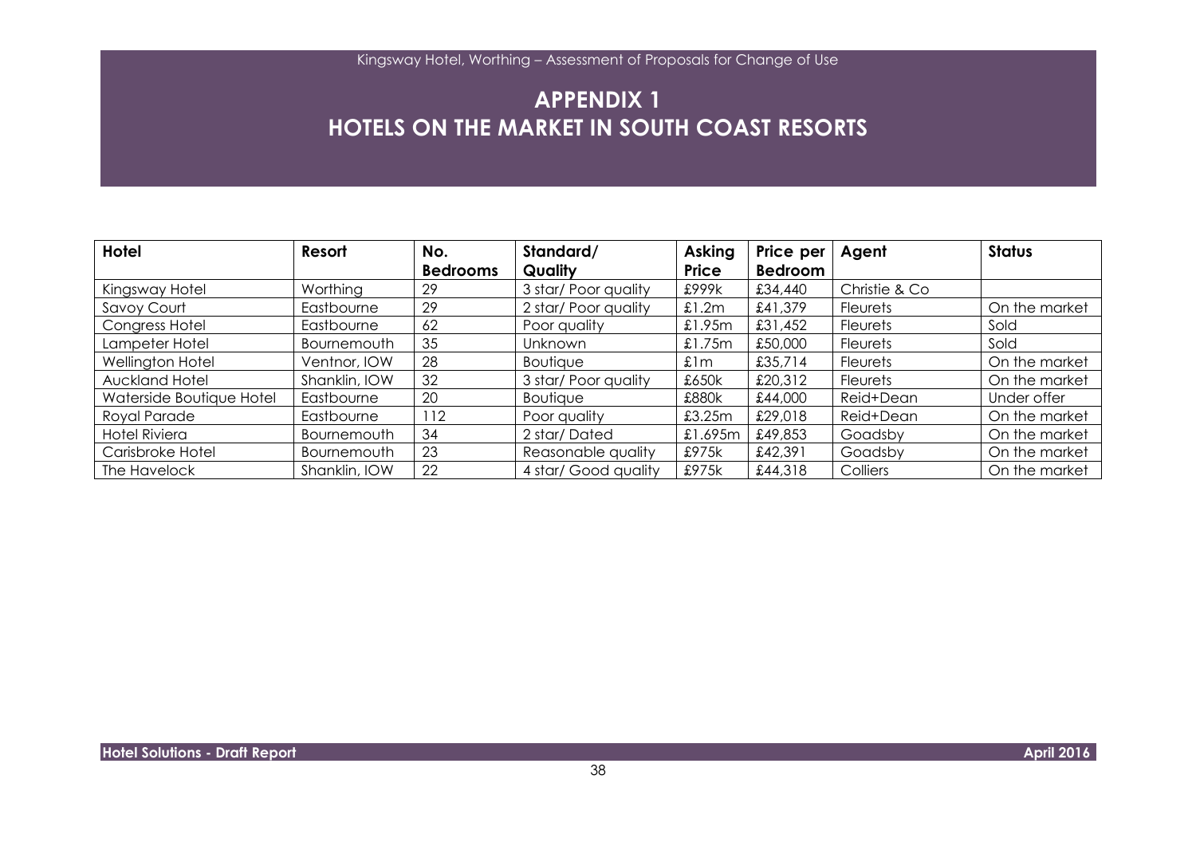# APPENDIX 1
# HOTELS ON THE MARKET IN SOUTH COAST RESORTS

| Hotel | Resort | No. Bedrooms | Standard/ Quality | Asking Price | Price per Bedroom | Agent | Status |
|---|---|---|---|---|---|---|---|
| Kingsway Hotel | Worthing | 29 | 3 star/ Poor quality | £999k | £34,440 | Christie & Co | |
| Savoy Court | Eastbourne | 29 | 2 star/ Poor quality | £1.2m | £41,379 | Fleurets | On the market |
| Congress Hotel | Eastbourne | 62 | Poor quality | £1.95m | £31,452 | Fleurets | Sold |
| Lampeter Hotel | Bournemouth | 35 | Unknown | £1.75m | £50,000 | Fleurets | Sold |
| Wellington Hotel | Ventnor, IOW | 28 | Boutique | £1m | £35,714 | Fleurets | On the market |
| Auckland Hotel | Shanklin, IOW | 32 | 3 star/ Poor quality | £650k | £20,312 | Fleurets | On the market |
| Waterside Boutique Hotel | Eastbourne | 20 | Boutique | £880k | £44,000 | Reid+Dean | Under offer |
| Royal Parade | Eastbourne | 112 | Poor quality | £3.25m | £29,018 | Reid+Dean | On the market |
| Hotel Riviera | Bournemouth | 34 | 2 star/ Dated | £1.695m | £49,853 | Goadsby | On the market |
| Carisbroke Hotel | Bournemouth | 23 | Reasonable quality | £975k | £42,391 | Goadsby | On the market |
| The Havelock | Shanklin, IOW | 22 | 4 star/ Good quality | £975k | £44,318 | Colliers | On the market |